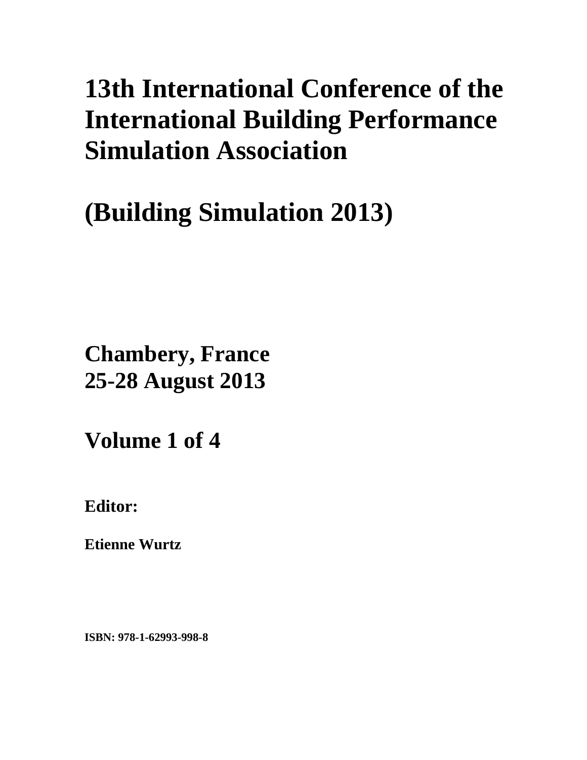# 13th International Conference of the International Building Performance Simulation Association

# (Building Simulation 2013)

## Chambery, France
## 25-28 August 2013

## Volume 1 of 4

**Editor:**

**Etienne Wurtz**

**ISBN: 978-1-62993-998-8**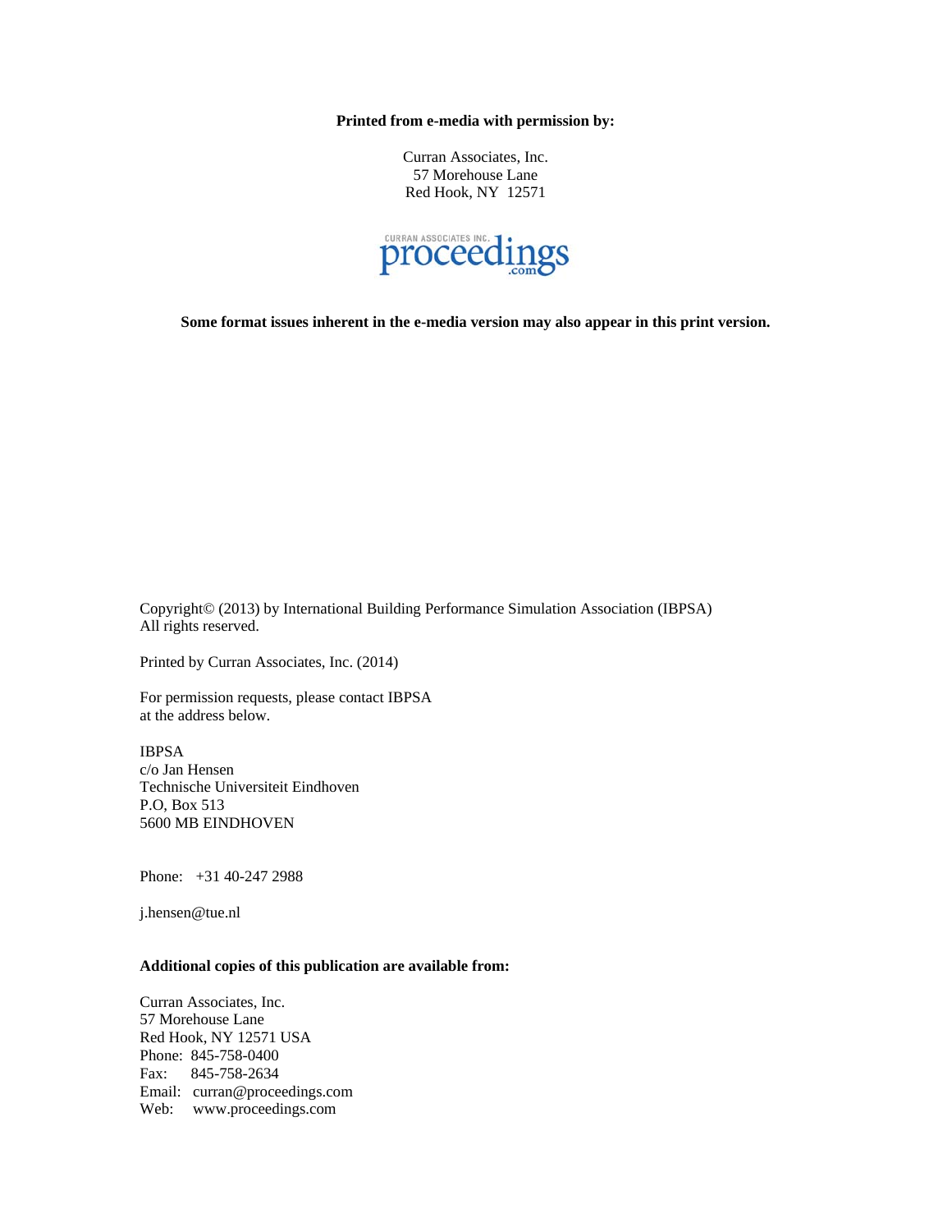**Printed from e-media with permission by:**

Curran Associates, Inc.
57 Morehouse Lane
Red Hook, NY 12571

CURRAN ASSOCIATES INC. proceedings.com

**Some format issues inherent in the e-media version may also appear in this print version.**

Copyright© (2013) by International Building Performance Simulation Association (IBPSA)
All rights reserved.

Printed by Curran Associates, Inc. (2014)

For permission requests, please contact IBPSA
at the address below.

IBPSA
c/o Jan Hensen
Technische Universiteit Eindhoven
P.O, Box 513
5600 MB EINDHOVEN

Phone: +31 40-247 2988

j.hensen@tue.nl

**Additional copies of this publication are available from:**

Curran Associates, Inc.
57 Morehouse Lane
Red Hook, NY 12571 USA
Phone: 845-758-0400
Fax: 845-758-2634
Email: curran@proceedings.com
Web: www.proceedings.com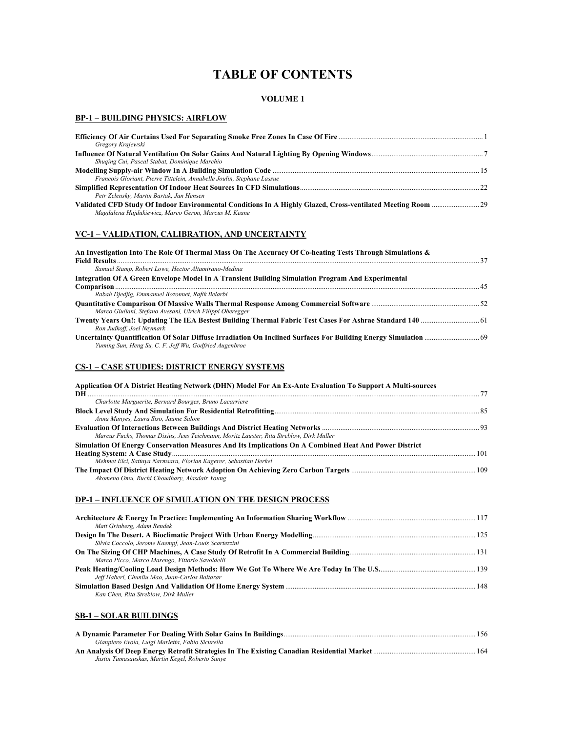# TABLE OF CONTENTS

### VOLUME 1

## BP-1 – BUILDING PHYSICS: AIRFLOW

**Efficiency Of Air Curtains Used For Separating Smoke Free Zones In Case Of Fire** ........ 1
*Gregory Krajewski*

**Influence Of Natural Ventilation On Solar Gains And Natural Lighting By Opening Windows** ........ 7
*Shuqing Cui, Pascal Stabat, Dominique Marchio*

**Modelling Supply-air Window In A Building Simulation Code** ........ 15
*Francois Gloriant, Pierre Tittelein, Annabelle Joulin, Stephane Lassue*

**Simplified Representation Of Indoor Heat Sources In CFD Simulations** ........ 22
*Petr Zelensky, Martin Bartak, Jan Hensen*

**Validated CFD Study Of Indoor Environmental Conditions In A Highly Glazed, Cross-ventilated Meeting Room** ........ 29
*Magdalena Hajdukiewicz, Marco Geron, Marcus M. Keane*

## VC-1 – VALIDATION, CALIBRATION, AND UNCERTAINTY

**An Investigation Into The Role Of Thermal Mass On The Accuracy Of Co-heating Tests Through Simulations & Field Results** ........ 37
*Samuel Stamp, Robert Lowe, Hector Altamirano-Medina*

**Integration Of A Green Envelope Model In A Transient Building Simulation Program And Experimental Comparison** ........ 45
*Rabah Djedjig, Emmanuel Bozonnet, Rafik Belarbi*

**Quantitative Comparison Of Massive Walls Thermal Response Among Commercial Software** ........ 52
*Marco Giuliani, Stefano Avesani, Ulrich Filippi Oberegger*

**Twenty Years On!: Updating The IEA Bestest Building Thermal Fabric Test Cases For Ashrae Standard 140** ........ 61
*Ron Judkoff, Joel Neymark*

**Uncertainty Quantification Of Solar Diffuse Irradiation On Inclined Surfaces For Building Energy Simulation** ........ 69
*Yuming Sun, Heng Su, C. F. Jeff Wu, Godfried Augenbroe*

## CS-1 – CASE STUDIES: DISTRICT ENERGY SYSTEMS

**Application Of A District Heating Network (DHN) Model For An Ex-Ante Evaluation To Support A Multi-sources DH** ........ 77
*Charlotte Marguerite, Bernard Bourges, Bruno Lacarriere*

**Block Level Study And Simulation For Residential Retrofitting** ........ 85
*Anna Manyes, Laura Siso, Jaume Salom*

**Evaluation Of Interactions Between Buildings And District Heating Networks** ........ 93
*Marcus Fuchs, Thomas Dixius, Jens Teichmann, Moritz Lauster, Rita Streblow, Dirk Muller*

**Simulation Of Energy Conservation Measures And Its Implications On A Combined Heat And Power District Heating System: A Case Study** ........ 101
*Mehmet Elci, Sattaya Narmsara, Florian Kagerer, Sebastian Herkel*

**The Impact Of District Heating Network Adoption On Achieving Zero Carbon Targets** ........ 109
*Akomeno Omu, Ruchi Choudhary, Alasdair Young*

## DP-1 – INFLUENCE OF SIMULATION ON THE DESIGN PROCESS

**Architecture & Energy In Practice: Implementing An Information Sharing Workflow** ........ 117
*Matt Grinberg, Adam Rendek*

**Design In The Desert. A Bioclimatic Project With Urban Energy Modelling** ........ 125
*Silvia Coccolo, Jerome Kaempf, Jean-Louis Scartezzini*

**On The Sizing Of CHP Machines, A Case Study Of Retrofit In A Commercial Building** ........ 131
*Marco Picco, Marco Marengo, Vittorio Savoldelli*

**Peak Heating/Cooling Load Design Methods: How We Got To Where We Are Today In The U.S.** ........ 139
*Jeff Haberl, Chunliu Mao, Juan-Carlos Baltazar*

**Simulation Based Design And Validation Of Home Energy System** ........ 148
*Kan Chen, Rita Streblow, Dirk Muller*

## SB-1 – SOLAR BUILDINGS

**A Dynamic Parameter For Dealing With Solar Gains In Buildings** ........ 156
*Gianpiero Evola, Luigi Marletta, Fabio Sicurella*

**An Analysis Of Deep Energy Retrofit Strategies In The Existing Canadian Residential Market** ........ 164
*Justin Tamasauskas, Martin Kegel, Roberto Sunye*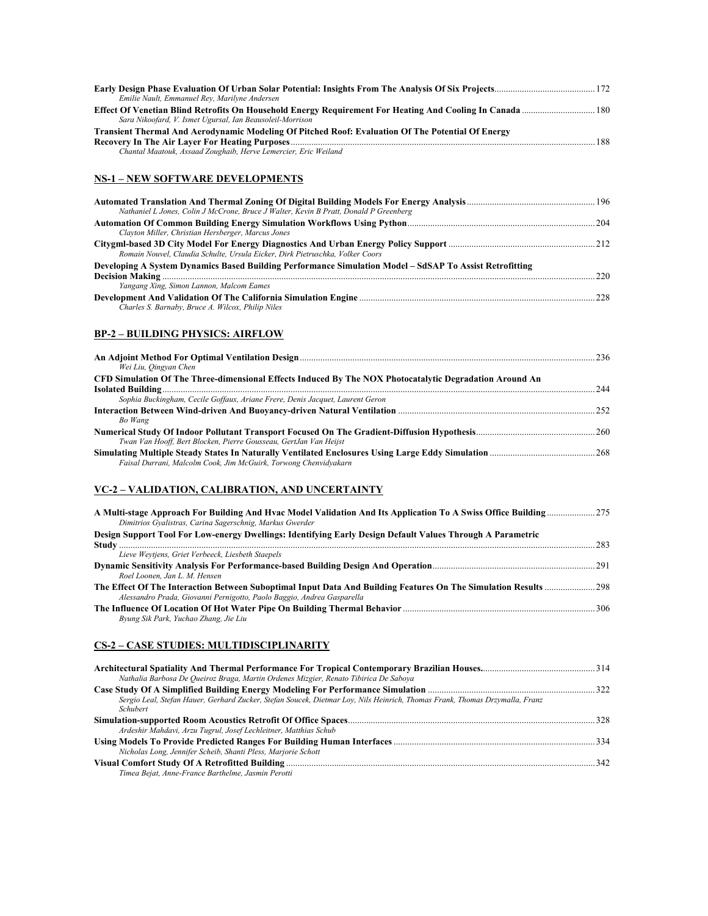**Early Design Phase Evaluation Of Urban Solar Potential: Insights From The Analysis Of Six Projects** ........ 172
*Emilie Nault, Emmanuel Rey, Marilyne Andersen*

**Effect Of Venetian Blind Retrofits On Household Energy Requirement For Heating And Cooling In Canada** ........ 180
*Sara Nikoofard, V. Ismet Ugursal, Ian Beausoleil-Morrison*

**Transient Thermal And Aerodynamic Modeling Of Pitched Roof: Evaluation Of The Potential Of Energy Recovery In The Air Layer For Heating Purposes** ........ 188
*Chantal Maatouk, Assaad Zoughaib, Herve Lemercier, Eric Weiland*

## NS-1 – NEW SOFTWARE DEVELOPMENTS

**Automated Translation And Thermal Zoning Of Digital Building Models For Energy Analysis** ........ 196
*Nathaniel L Jones, Colin J McCrone, Bruce J Walter, Kevin B Pratt, Donald P Greenberg*

**Automation Of Common Building Energy Simulation Workflows Using Python** ........ 204
*Clayton Miller, Christian Hersberger, Marcus Jones*

**Citygml-based 3D City Model For Energy Diagnostics And Urban Energy Policy Support** ........ 212
*Romain Nouvel, Claudia Schulte, Ursula Eicker, Dirk Pietruschka, Volker Coors*

**Developing A System Dynamics Based Building Performance Simulation Model – SdSAP To Assist Retrofitting Decision Making** ........ 220
*Yangang Xing, Simon Lannon, Malcom Eames*

**Development And Validation Of The California Simulation Engine** ........ 228
*Charles S. Barnaby, Bruce A. Wilcox, Philip Niles*

## BP-2 – BUILDING PHYSICS: AIRFLOW

**An Adjoint Method For Optimal Ventilation Design** ........ 236
*Wei Liu, Qingyan Chen*

**CFD Simulation Of The Three-dimensional Effects Induced By The NOX Photocatalytic Degradation Around An Isolated Building** ........ 244
*Sophia Buckingham, Cecile Goffaux, Ariane Frere, Denis Jacquet, Laurent Geron*

**Interaction Between Wind-driven And Buoyancy-driven Natural Ventilation** ........ 252
*Bo Wang*

**Numerical Study Of Indoor Pollutant Transport Focused On The Gradient-Diffusion Hypothesis** ........ 260
*Twan Van Hooff, Bert Blocken, Pierre Gousseau, GertJan Van Heijst*

**Simulating Multiple Steady States In Naturally Ventilated Enclosures Using Large Eddy Simulation** ........ 268
*Faisal Durrani, Malcolm Cook, Jim McGuirk, Torwong Chenvidyakarn*

## VC-2 – VALIDATION, CALIBRATION, AND UNCERTAINTY

**A Multi-stage Approach For Building And Hvac Model Validation And Its Application To A Swiss Office Building** ........ 275
*Dimitrios Gyalistras, Carina Sagerschnig, Markus Gwerder*

**Design Support Tool For Low-energy Dwellings: Identifying Early Design Default Values Through A Parametric Study** ........ 283
*Lieve Weytjens, Griet Verbeeck, Liesbeth Staepels*

**Dynamic Sensitivity Analysis For Performance-based Building Design And Operation** ........ 291
*Roel Loonen, Jan L. M. Hensen*

**The Effect Of The Interaction Between Suboptimal Input Data And Building Features On The Simulation Results** ........ 298
*Alessandro Prada, Giovanni Pernigotto, Paolo Baggio, Andrea Gasparella*

**The Influence Of Location Of Hot Water Pipe On Building Thermal Behavior** ........ 306
*Byung Sik Park, Yuchao Zhang, Jie Liu*

## CS-2 – CASE STUDIES: MULTIDISCIPLINARITY

**Architectural Spatiality And Thermal Performance For Tropical Contemporary Brazilian Houses.** ........ 314
*Nathalia Barbosa De Queiroz Braga, Martin Ordenes Mizgier, Renato Tibirica De Saboya*

**Case Study Of A Simplified Building Energy Modeling For Performance Simulation** ........ 322
*Sergio Leal, Stefan Hauer, Gerhard Zucker, Stefan Soucek, Dietmar Loy, Nils Heinrich, Thomas Frank, Thomas Drzymalla, Franz Schubert*

**Simulation-supported Room Acoustics Retrofit Of Office Spaces** ........ 328
*Ardeshir Mahdavi, Arzu Tugrul, Josef Lechleitner, Matthias Schub*

**Using Models To Provide Predicted Ranges For Building Human Interfaces** ........ 334
*Nicholas Long, Jennifer Scheib, Shanti Pless, Marjorie Schott*

**Visual Comfort Study Of A Retrofitted Building** ........ 342
*Timea Bejat, Anne-France Barthelme, Jasmin Perotti*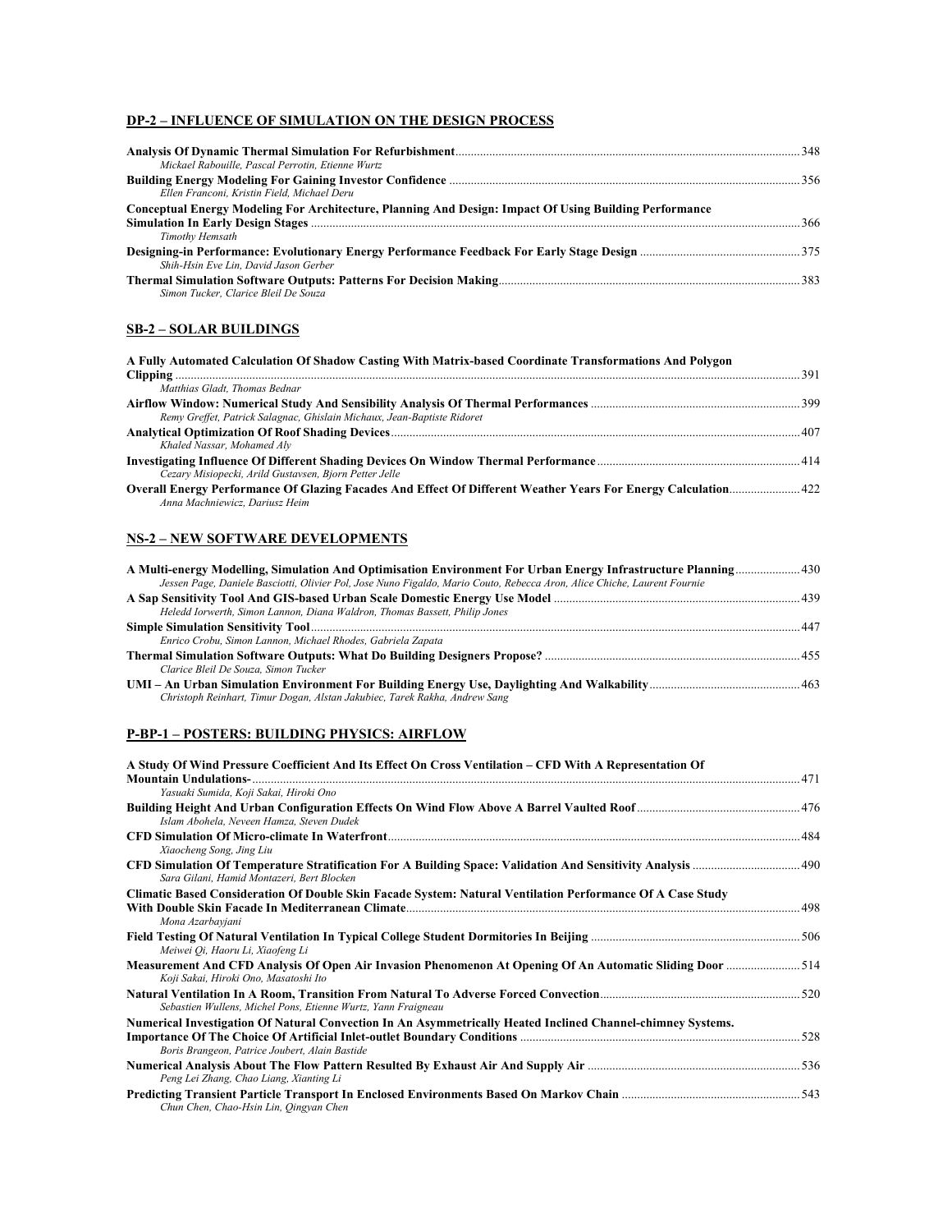## DP-2 – INFLUENCE OF SIMULATION ON THE DESIGN PROCESS

**Analysis Of Dynamic Thermal Simulation For Refurbishment** ........ 348
*Mickael Rabouille, Pascal Perrotin, Etienne Wurtz*

**Building Energy Modeling For Gaining Investor Confidence** ........ 356
*Ellen Franconi, Kristin Field, Michael Deru*

**Conceptual Energy Modeling For Architecture, Planning And Design: Impact Of Using Building Performance Simulation In Early Design Stages** ........ 366
*Timothy Hemsath*

**Designing-in Performance: Evolutionary Energy Performance Feedback For Early Stage Design** ........ 375
*Shih-Hsin Eve Lin, David Jason Gerber*

**Thermal Simulation Software Outputs: Patterns For Decision Making** ........ 383
*Simon Tucker, Clarice Bleil De Souza*

## SB-2 – SOLAR BUILDINGS

**A Fully Automated Calculation Of Shadow Casting With Matrix-based Coordinate Transformations And Polygon Clipping** ........ 391
*Matthias Gladt, Thomas Bednar*

**Airflow Window: Numerical Study And Sensibility Analysis Of Thermal Performances** ........ 399
*Remy Greffet, Patrick Salagnac, Ghislain Michaux, Jean-Baptiste Ridoret*

**Analytical Optimization Of Roof Shading Devices** ........ 407
*Khaled Nassar, Mohamed Aly*

**Investigating Influence Of Different Shading Devices On Window Thermal Performance** ........ 414
*Cezary Misiopecki, Arild Gustavsen, Bjorn Petter Jelle*

**Overall Energy Performance Of Glazing Facades And Effect Of Different Weather Years For Energy Calculation** ........ 422
*Anna Machniewicz, Dariusz Heim*

## NS-2 – NEW SOFTWARE DEVELOPMENTS

**A Multi-energy Modelling, Simulation And Optimisation Environment For Urban Energy Infrastructure Planning** ........ 430
*Jessen Page, Daniele Basciotti, Olivier Pol, Jose Nuno Figaldo, Mario Couto, Rebecca Aron, Alice Chiche, Laurent Fournie*

**A Sap Sensitivity Tool And GIS-based Urban Scale Domestic Energy Use Model** ........ 439
*Heledd Iorwerth, Simon Lannon, Diana Waldron, Thomas Bassett, Philip Jones*

**Simple Simulation Sensitivity Tool** ........ 447
*Enrico Crobu, Simon Lannon, Michael Rhodes, Gabriela Zapata*

**Thermal Simulation Software Outputs: What Do Building Designers Propose?** ........ 455
*Clarice Bleil De Souza, Simon Tucker*

**UMI – An Urban Simulation Environment For Building Energy Use, Daylighting And Walkability** ........ 463
*Christoph Reinhart, Timur Dogan, Alstan Jakubiec, Tarek Rakha, Andrew Sang*

## P-BP-1 – POSTERS: BUILDING PHYSICS: AIRFLOW

**A Study Of Wind Pressure Coefficient And Its Effect On Cross Ventilation – CFD With A Representation Of Mountain Undulations-** ........ 471
*Yasuaki Sumida, Koji Sakai, Hiroki Ono*

**Building Height And Urban Configuration Effects On Wind Flow Above A Barrel Vaulted Roof** ........ 476
*Islam Abohela, Neveen Hamza, Steven Dudek*

**CFD Simulation Of Micro-climate In Waterfront** ........ 484
*Xiaocheng Song, Jing Liu*

**CFD Simulation Of Temperature Stratification For A Building Space: Validation And Sensitivity Analysis** ........ 490
*Sara Gilani, Hamid Montazeri, Bert Blocken*

**Climatic Based Consideration Of Double Skin Facade System: Natural Ventilation Performance Of A Case Study With Double Skin Facade In Mediterranean Climate** ........ 498
*Mona Azarbayjani*

**Field Testing Of Natural Ventilation In Typical College Student Dormitories In Beijing** ........ 506
*Meiwei Qi, Haoru Li, Xiaofeng Li*

**Measurement And CFD Analysis Of Open Air Invasion Phenomenon At Opening Of An Automatic Sliding Door** ........ 514
*Koji Sakai, Hiroki Ono, Masatoshi Ito*

**Natural Ventilation In A Room, Transition From Natural To Adverse Forced Convection** ........ 520
*Sebastien Wullens, Michel Pons, Etienne Wurtz, Yann Fraigneau*

**Numerical Investigation Of Natural Convection In An Asymmetrically Heated Inclined Channel-chimney Systems. Importance Of The Choice Of Artificial Inlet-outlet Boundary Conditions** ........ 528
*Boris Brangeon, Patrice Joubert, Alain Bastide*

**Numerical Analysis About The Flow Pattern Resulted By Exhaust Air And Supply Air** ........ 536
*Peng Lei Zhang, Chao Liang, Xianting Li*

**Predicting Transient Particle Transport In Enclosed Environments Based On Markov Chain** ........ 543
*Chun Chen, Chao-Hsin Lin, Qingyan Chen*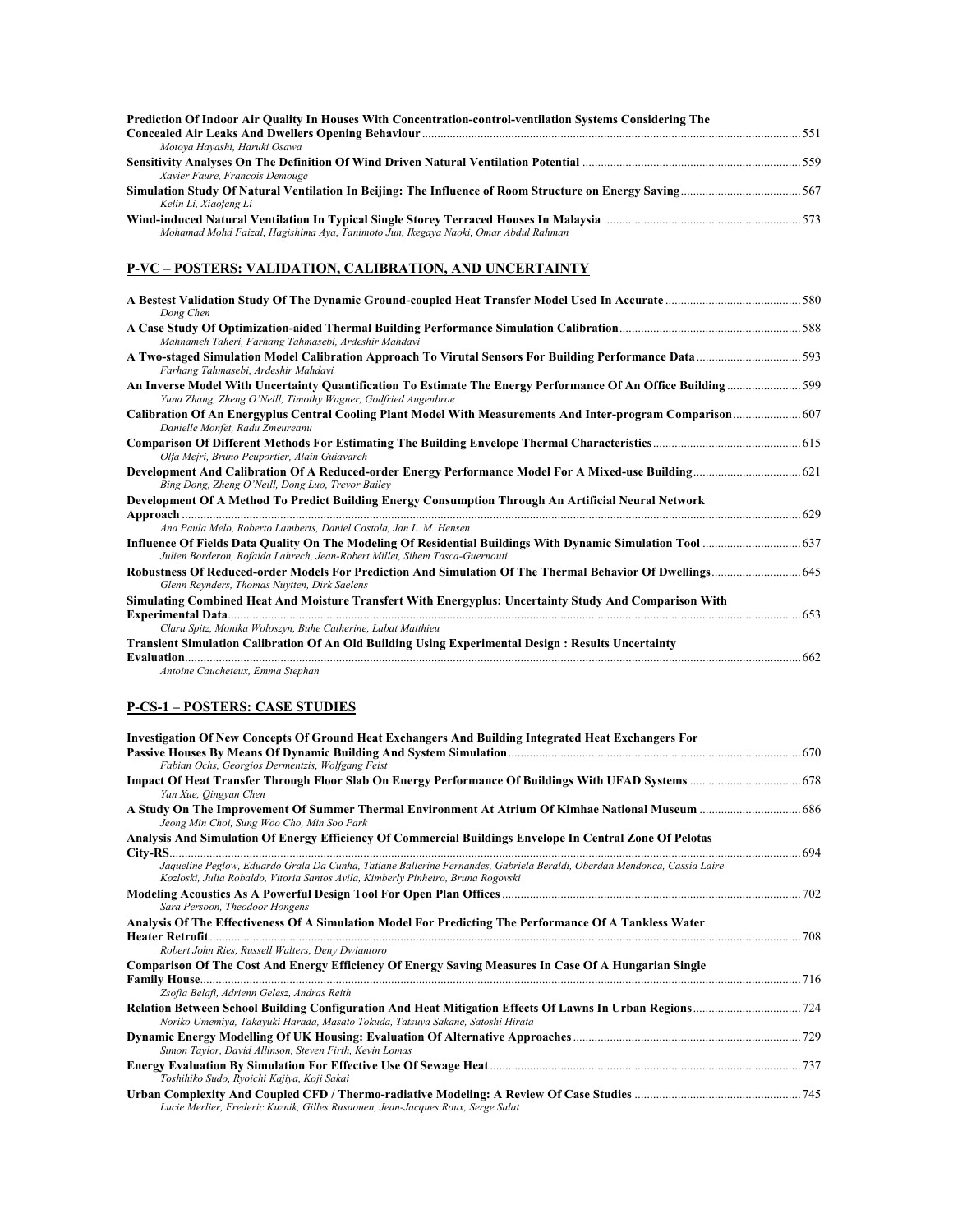**Prediction Of Indoor Air Quality In Houses With Concentration-control-ventilation Systems Considering The Concealed Air Leaks And Dwellers Opening Behaviour** ........ 551
*Motoya Hayashi, Haruki Osawa*

**Sensitivity Analyses On The Definition Of Wind Driven Natural Ventilation Potential** ........ 559
*Xavier Faure, Francois Demouge*

**Simulation Study Of Natural Ventilation In Beijing: The Influence of Room Structure on Energy Saving** ........ 567
*Kelin Li, Xiaofeng Li*

**Wind-induced Natural Ventilation In Typical Single Storey Terraced Houses In Malaysia** ........ 573
*Mohamad Mohd Faizal, Hagishima Aya, Tanimoto Jun, Ikegaya Naoki, Omar Abdul Rahman*

## P-VC – POSTERS: VALIDATION, CALIBRATION, AND UNCERTAINTY

**A Bestest Validation Study Of The Dynamic Ground-coupled Heat Transfer Model Used In Accurate** ........ 580
*Dong Chen*

**A Case Study Of Optimization-aided Thermal Building Performance Simulation Calibration** ........ 588
*Mahnameh Taheri, Farhang Tahmasebi, Ardeshir Mahdavi*

**A Two-staged Simulation Model Calibration Approach To Virutal Sensors For Building Performance Data** ........ 593
*Farhang Tahmasebi, Ardeshir Mahdavi*

**An Inverse Model With Uncertainty Quantification To Estimate The Energy Performance Of An Office Building** ........ 599
*Yuna Zhang, Zheng O'Neill, Timothy Wagner, Godfried Augenbroe*

**Calibration Of An Energyplus Central Cooling Plant Model With Measurements And Inter-program Comparison** ........ 607
*Danielle Monfet, Radu Zmeureanu*

**Comparison Of Different Methods For Estimating The Building Envelope Thermal Characteristics** ........ 615
*Olfa Mejri, Bruno Peuportier, Alain Guiavarch*

**Development And Calibration Of A Reduced-order Energy Performance Model For A Mixed-use Building** ........ 621
*Bing Dong, Zheng O'Neill, Dong Luo, Trevor Bailey*

**Development Of A Method To Predict Building Energy Consumption Through An Artificial Neural Network Approach** ........ 629
*Ana Paula Melo, Roberto Lamberts, Daniel Costola, Jan L. M. Hensen*

**Influence Of Fields Data Quality On The Modeling Of Residential Buildings With Dynamic Simulation Tool** ........ 637
*Julien Borderon, Rofaida Lahrech, Jean-Robert Millet, Sihem Tasca-Guernouti*

**Robustness Of Reduced-order Models For Prediction And Simulation Of The Thermal Behavior Of Dwellings** ........ 645
*Glenn Reynders, Thomas Nuytten, Dirk Saelens*

**Simulating Combined Heat And Moisture Transfert With Energyplus: Uncertainty Study And Comparison With Experimental Data** ........ 653
*Clara Spitz, Monika Woloszyn, Buhe Catherine, Labat Matthieu*

**Transient Simulation Calibration Of An Old Building Using Experimental Design : Results Uncertainty Evaluation** ........ 662
*Antoine Caucheteux, Emma Stephan*

## P-CS-1 – POSTERS: CASE STUDIES

**Investigation Of New Concepts Of Ground Heat Exchangers And Building Integrated Heat Exchangers For Passive Houses By Means Of Dynamic Building And System Simulation** ........ 670
*Fabian Ochs, Georgios Dermentzis, Wolfgang Feist*

**Impact Of Heat Transfer Through Floor Slab On Energy Performance Of Buildings With UFAD Systems** ........ 678
*Yan Xue, Qingyan Chen*

**A Study On The Improvement Of Summer Thermal Environment At Atrium Of Kimhae National Museum** ........ 686
*Jeong Min Choi, Sung Woo Cho, Min Soo Park*

**Analysis And Simulation Of Energy Efficiency Of Commercial Buildings Envelope In Central Zone Of Pelotas City-RS** ........ 694
*Jaqueline Peglow, Eduardo Grala Da Cunha, Tatiane Ballerine Fernandes, Gabriela Beraldi, Oberdan Mendonca, Cassia Laire Kozloski, Julia Robaldo, Vitoria Santos Avila, Kimberly Pinheiro, Bruna Rogovski*

**Modeling Acoustics As A Powerful Design Tool For Open Plan Offices** ........ 702
*Sara Persoon, Theodoor Hongens*

**Analysis Of The Effectiveness Of A Simulation Model For Predicting The Performance Of A Tankless Water Heater Retrofit** ........ 708
*Robert John Ries, Russell Walters, Deny Dwiantoro*

**Comparison Of The Cost And Energy Efficiency Of Energy Saving Measures In Case Of A Hungarian Single Family House** ........ 716
*Zsofia Belafi, Adrienn Gelesz, Andras Reith*

**Relation Between School Building Configuration And Heat Mitigation Effects Of Lawns In Urban Regions** ........ 724
*Noriko Umemiya, Takayuki Harada, Masato Tokuda, Tatsuya Sakane, Satoshi Hirata*

**Dynamic Energy Modelling Of UK Housing: Evaluation Of Alternative Approaches** ........ 729
*Simon Taylor, David Allinson, Steven Firth, Kevin Lomas*

**Energy Evaluation By Simulation For Effective Use Of Sewage Heat** ........ 737
*Toshihiko Sudo, Ryoichi Kajiya, Koji Sakai*

**Urban Complexity And Coupled CFD / Thermo-radiative Modeling: A Review Of Case Studies** ........ 745
*Lucie Merlier, Frederic Kuznik, Gilles Rusaouen, Jean-Jacques Roux, Serge Salat*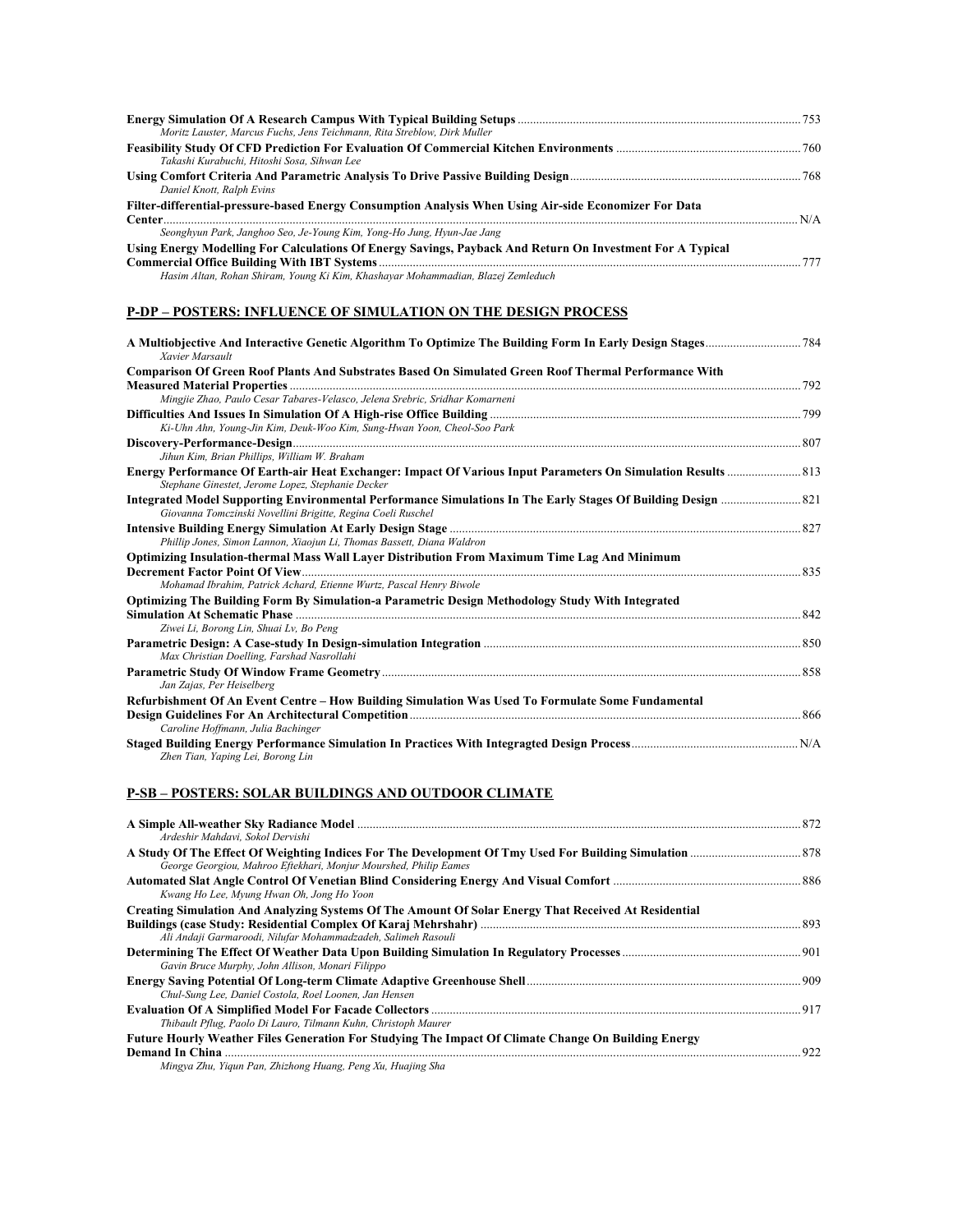**Energy Simulation Of A Research Campus With Typical Building Setups** ... 753
*Moritz Lauster, Marcus Fuchs, Jens Teichmann, Rita Streblow, Dirk Muller*

**Feasibility Study Of CFD Prediction For Evaluation Of Commercial Kitchen Environments** ... 760
*Takashi Kurabuchi, Hitoshi Sosa, Sihwan Lee*

**Using Comfort Criteria And Parametric Analysis To Drive Passive Building Design** ... 768
*Daniel Knott, Ralph Evins*

**Filter-differential-pressure-based Energy Consumption Analysis When Using Air-side Economizer For Data Center** ... N/A
*Seonghyun Park, Janghoo Seo, Je-Young Kim, Yong-Ho Jung, Hyun-Jae Jang*

**Using Energy Modelling For Calculations Of Energy Savings, Payback And Return On Investment For A Typical Commercial Office Building With IBT Systems** ... 777
*Hasim Altan, Rohan Shiram, Young Ki Kim, Khashayar Mohammadian, Blazej Zemleduch*

## P-DP – POSTERS: INFLUENCE OF SIMULATION ON THE DESIGN PROCESS

**A Multiobjective And Interactive Genetic Algorithm To Optimize The Building Form In Early Design Stages** ... 784
*Xavier Marsault*

**Comparison Of Green Roof Plants And Substrates Based On Simulated Green Roof Thermal Performance With Measured Material Properties** ... 792
*Mingjie Zhao, Paulo Cesar Tabares-Velasco, Jelena Srebric, Sridhar Komarneni*

**Difficulties And Issues In Simulation Of A High-rise Office Building** ... 799
*Ki-Uhn Ahn, Young-Jin Kim, Deuk-Woo Kim, Sung-Hwan Yoon, Cheol-Soo Park*

**Discovery-Performance-Design** ... 807
*Jihun Kim, Brian Phillips, William W. Braham*

**Energy Performance Of Earth-air Heat Exchanger: Impact Of Various Input Parameters On Simulation Results** ... 813
*Stephane Ginestet, Jerome Lopez, Stephanie Decker*

**Integrated Model Supporting Environmental Performance Simulations In The Early Stages Of Building Design** ... 821
*Giovanna Tomczinski Novellini Brigitte, Regina Coeli Ruschel*

**Intensive Building Energy Simulation At Early Design Stage** ... 827
*Phillip Jones, Simon Lannon, Xiaojun Li, Thomas Bassett, Diana Waldron*

**Optimizing Insulation-thermal Mass Wall Layer Distribution From Maximum Time Lag And Minimum Decrement Factor Point Of View** ... 835
*Mohamad Ibrahim, Patrick Achard, Etienne Wurtz, Pascal Henry Biwole*

**Optimizing The Building Form By Simulation-a Parametric Design Methodology Study With Integrated Simulation At Schematic Phase** ... 842
*Ziwei Li, Borong Lin, Shuai Lv, Bo Peng*

**Parametric Design: A Case-study In Design-simulation Integration** ... 850
*Max Christian Doelling, Farshad Nasrollahi*

**Parametric Study Of Window Frame Geometry** ... 858
*Jan Zajas, Per Heiselberg*

**Refurbishment Of An Event Centre – How Building Simulation Was Used To Formulate Some Fundamental Design Guidelines For An Architectural Competition** ... 866
*Caroline Hoffmann, Julia Bachinger*

**Staged Building Energy Performance Simulation In Practices With Integragted Design Process** ... N/A
*Zhen Tian, Yaping Lei, Borong Lin*

## P-SB – POSTERS: SOLAR BUILDINGS AND OUTDOOR CLIMATE

**A Simple All-weather Sky Radiance Model** ... 872
*Ardeshir Mahdavi, Sokol Dervishi*

**A Study Of The Effect Of Weighting Indices For The Development Of Tmy Used For Building Simulation** ... 878
*George Georgiou, Mahroo Eftekhari, Monjur Mourshed, Philip Eames*

**Automated Slat Angle Control Of Venetian Blind Considering Energy And Visual Comfort** ... 886
*Kwang Ho Lee, Myung Hwan Oh, Jong Ho Yoon*

**Creating Simulation And Analyzing Systems Of The Amount Of Solar Energy That Received At Residential Buildings (case Study: Residential Complex Of Karaj Mehrshahr)** ... 893
*Ali Andaji Garmaroodi, Nilufar Mohammadzadeh, Salimeh Rasouli*

**Determining The Effect Of Weather Data Upon Building Simulation In Regulatory Processes** ... 901
*Gavin Bruce Murphy, John Allison, Monari Filippo*

**Energy Saving Potential Of Long-term Climate Adaptive Greenhouse Shell** ... 909
*Chul-Sung Lee, Daniel Costola, Roel Loonen, Jan Hensen*

**Evaluation Of A Simplified Model For Facade Collectors** ... 917
*Thibault Pflug, Paolo Di Lauro, Tilmann Kuhn, Christoph Maurer*

**Future Hourly Weather Files Generation For Studying The Impact Of Climate Change On Building Energy Demand In China** ... 922
*Mingya Zhu, Yiqun Pan, Zhizhong Huang, Peng Xu, Huajing Sha*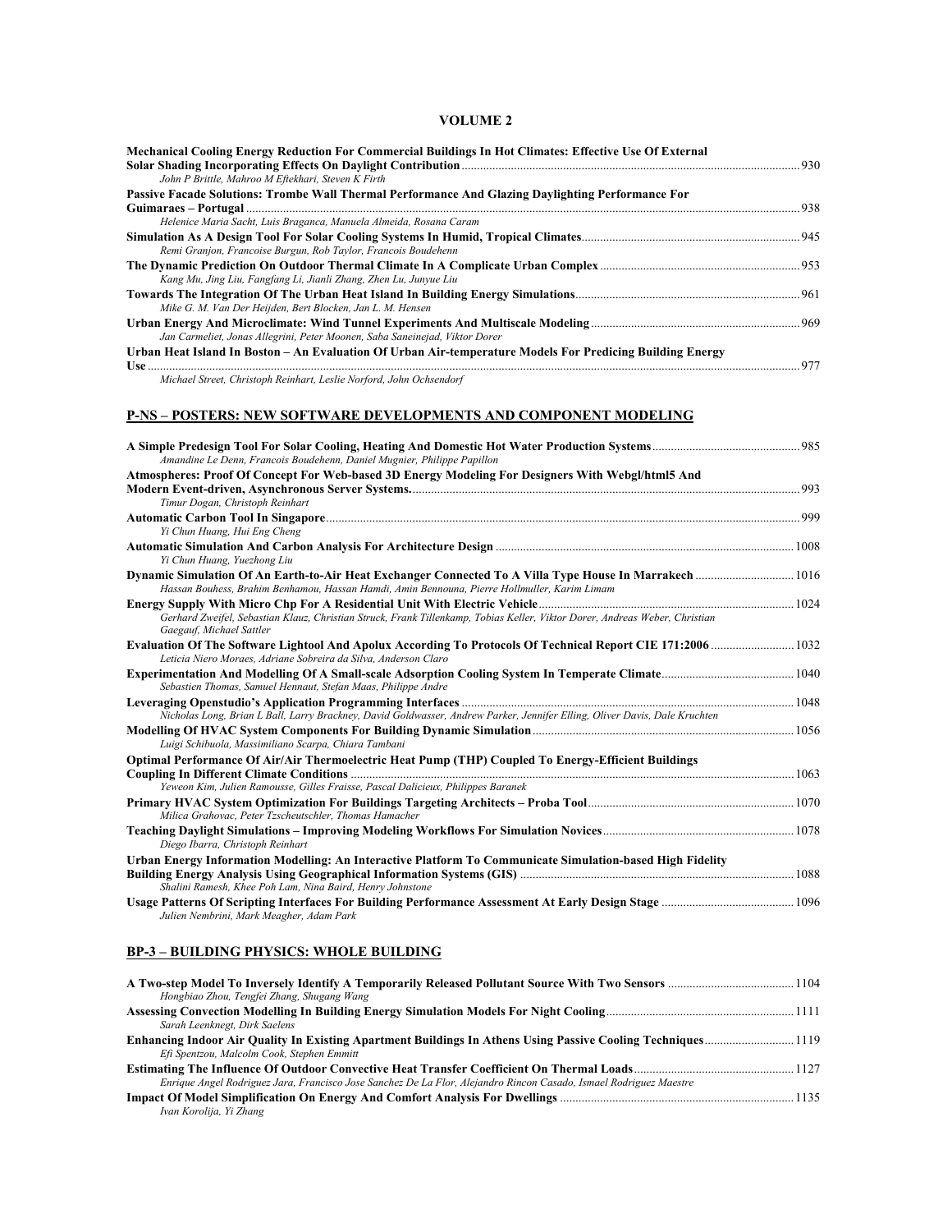## VOLUME 2

**Mechanical Cooling Energy Reduction For Commercial Buildings In Hot Climates: Effective Use Of External Solar Shading Incorporating Effects On Daylight Contribution** ........ 930
*John P Brittle, Mahroo M Eftekhari, Steven K Firth*

**Passive Facade Solutions: Trombe Wall Thermal Performance And Glazing Daylighting Performance For Guimaraes – Portugal** ........ 938
*Helenice Maria Sacht, Luis Braganca, Manuela Almeida, Rosana Caram*

**Simulation As A Design Tool For Solar Cooling Systems In Humid, Tropical Climates** ........ 945
*Remi Granjon, Francoise Burgun, Rob Taylor, Francois Boudehenn*

**The Dynamic Prediction On Outdoor Thermal Climate In A Complicate Urban Complex** ........ 953
*Kang Mu, Jing Liu, Fangfang Li, Jianli Zhang, Zhen Lu, Junyue Liu*

**Towards The Integration Of The Urban Heat Island In Building Energy Simulations** ........ 961
*Mike G. M. Van Der Heijden, Bert Blocken, Jan L. M. Hensen*

**Urban Energy And Microclimate: Wind Tunnel Experiments And Multiscale Modeling** ........ 969
*Jan Carmeliet, Jonas Allegrini, Peter Moonen, Saba Saneinejad, Viktor Dorer*

**Urban Heat Island In Boston – An Evaluation Of Urban Air-temperature Models For Predicing Building Energy Use** ........ 977
*Michael Street, Christoph Reinhart, Leslie Norford, John Ochsendorf*

## P-NS – POSTERS: NEW SOFTWARE DEVELOPMENTS AND COMPONENT MODELING

**A Simple Predesign Tool For Solar Cooling, Heating And Domestic Hot Water Production Systems** ........ 985
*Amandine Le Denn, Francois Boudehenn, Daniel Mugnier, Philippe Papillon*

**Atmospheres: Proof Of Concept For Web-based 3D Energy Modeling For Designers With Webgl/html5 And Modern Event-driven, Asynchronous Server Systems.** ........ 993
*Timur Dogan, Christoph Reinhart*

**Automatic Carbon Tool In Singapore** ........ 999
*Yi Chun Huang, Hui Eng Cheng*

**Automatic Simulation And Carbon Analysis For Architecture Design** ........ 1008
*Yi Chun Huang, Yuezhong Liu*

**Dynamic Simulation Of An Earth-to-Air Heat Exchanger Connected To A Villa Type House In Marrakech** ........ 1016
*Hassan Bouhess, Brahim Benhamou, Hassan Hamdi, Amin Bennouna, Pierre Hollmuller, Karim Limam*

**Energy Supply With Micro Chp For A Residential Unit With Electric Vehicle** ........ 1024
*Gerhard Zweifel, Sebastian Klauz, Christian Struck, Frank Tillenkamp, Tobias Keller, Viktor Dorer, Andreas Weber, Christian Gaegauf, Michael Sattler*

**Evaluation Of The Software Lightool And Apolux According To Protocols Of Technical Report CIE 171:2006** ........ 1032
*Leticia Niero Moraes, Adriane Sobreira da Silva, Anderson Claro*

**Experimentation And Modelling Of A Small-scale Adsorption Cooling System In Temperate Climate** ........ 1040
*Sebastien Thomas, Samuel Hennaut, Stefan Maas, Philippe Andre*

**Leveraging Openstudio's Application Programming Interfaces** ........ 1048
*Nicholas Long, Brian L Ball, Larry Brackney, David Goldwasser, Andrew Parker, Jennifer Elling, Oliver Davis, Dale Kruchten*

**Modelling Of HVAC System Components For Building Dynamic Simulation** ........ 1056
*Luigi Schibuola, Massimiliano Scarpa, Chiara Tambani*

**Optimal Performance Of Air/Air Thermoelectric Heat Pump (THP) Coupled To Energy-Efficient Buildings Coupling In Different Climate Conditions** ........ 1063
*Yeweon Kim, Julien Ramousse, Gilles Fraisse, Pascal Dalicieux, Philippes Baranek*

**Primary HVAC System Optimization For Buildings Targeting Architects – Proba Tool** ........ 1070
*Milica Grahovac, Peter Tzscheutschler, Thomas Hamacher*

**Teaching Daylight Simulations – Improving Modeling Workflows For Simulation Novices** ........ 1078
*Diego Ibarra, Christoph Reinhart*

**Urban Energy Information Modelling: An Interactive Platform To Communicate Simulation-based High Fidelity Building Energy Analysis Using Geographical Information Systems (GIS)** ........ 1088
*Shalini Ramesh, Khee Poh Lam, Nina Baird, Henry Johnstone*

**Usage Patterns Of Scripting Interfaces For Building Performance Assessment At Early Design Stage** ........ 1096
*Julien Nembrini, Mark Meagher, Adam Park*

## BP-3 – BUILDING PHYSICS: WHOLE BUILDING

**A Two-step Model To Inversely Identify A Temporarily Released Pollutant Source With Two Sensors** ........ 1104
*Hongbiao Zhou, Tengfei Zhang, Shugang Wang*

**Assessing Convection Modelling In Building Energy Simulation Models For Night Cooling** ........ 1111
*Sarah Leenknegt, Dirk Saelens*

**Enhancing Indoor Air Quality In Existing Apartment Buildings In Athens Using Passive Cooling Techniques** ........ 1119
*Efi Spentzou, Malcolm Cook, Stephen Emmitt*

**Estimating The Influence Of Outdoor Convective Heat Transfer Coefficient On Thermal Loads** ........ 1127
*Enrique Angel Rodriguez Jara, Francisco Jose Sanchez De La Flor, Alejandro Rincon Casado, Ismael Rodriguez Maestre*

**Impact Of Model Simplification On Energy And Comfort Analysis For Dwellings** ........ 1135
*Ivan Korolija, Yi Zhang*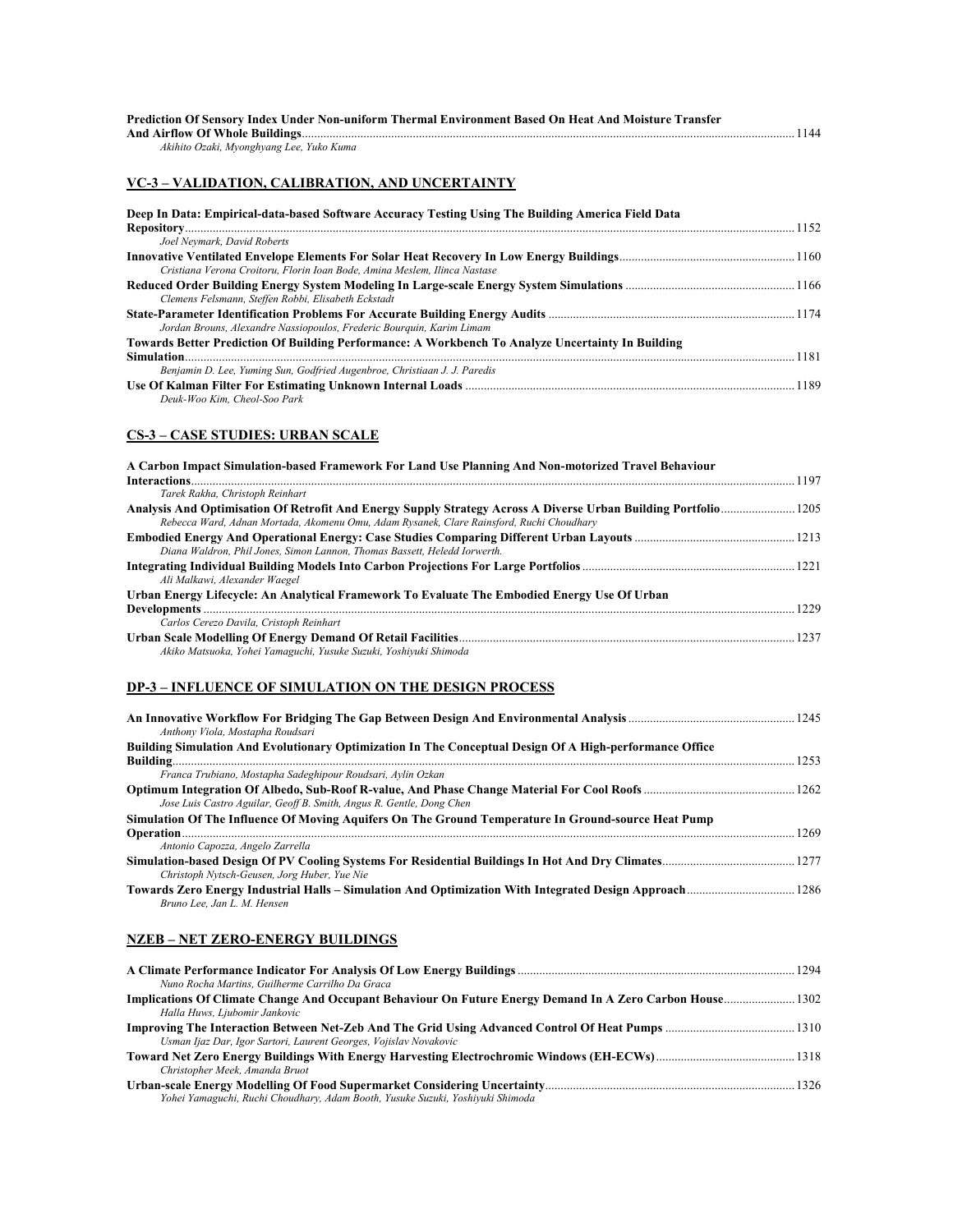**Prediction Of Sensory Index Under Non-uniform Thermal Environment Based On Heat And Moisture Transfer And Airflow Of Whole Buildings** ........ 1144
*Akihito Ozaki, Myonghyang Lee, Yuko Kuma*

## VC-3 – VALIDATION, CALIBRATION, AND UNCERTAINTY

**Deep In Data: Empirical-data-based Software Accuracy Testing Using The Building America Field Data Repository** ........ 1152
*Joel Neymark, David Roberts*

**Innovative Ventilated Envelope Elements For Solar Heat Recovery In Low Energy Buildings** ........ 1160
*Cristiana Verona Croitoru, Florin Ioan Bode, Amina Meslem, Ilinca Nastase*

**Reduced Order Building Energy System Modeling In Large-scale Energy System Simulations** ........ 1166
*Clemens Felsmann, Steffen Robbi, Elisabeth Eckstadt*

**State-Parameter Identification Problems For Accurate Building Energy Audits** ........ 1174
*Jordan Brouns, Alexandre Nassiopoulos, Frederic Bourquin, Karim Limam*

**Towards Better Prediction Of Building Performance: A Workbench To Analyze Uncertainty In Building Simulation** ........ 1181
*Benjamin D. Lee, Yuming Sun, Godfried Augenbroe, Christiaan J. J. Paredis*

**Use Of Kalman Filter For Estimating Unknown Internal Loads** ........ 1189
*Deuk-Woo Kim, Cheol-Soo Park*

## CS-3 – CASE STUDIES: URBAN SCALE

**A Carbon Impact Simulation-based Framework For Land Use Planning And Non-motorized Travel Behaviour Interactions** ........ 1197
*Tarek Rakha, Christoph Reinhart*

**Analysis And Optimisation Of Retrofit And Energy Supply Strategy Across A Diverse Urban Building Portfolio** ........ 1205
*Rebecca Ward, Adnan Mortada, Akomenu Omu, Adam Rysanek, Clare Rainsford, Ruchi Choudhary*

**Embodied Energy And Operational Energy: Case Studies Comparing Different Urban Layouts** ........ 1213
*Diana Waldron, Phil Jones, Simon Lannon, Thomas Bassett, Heledd Iorwerth.*

**Integrating Individual Building Models Into Carbon Projections For Large Portfolios** ........ 1221
*Ali Malkawi, Alexander Waegel*

**Urban Energy Lifecycle: An Analytical Framework To Evaluate The Embodied Energy Use Of Urban Developments** ........ 1229
*Carlos Cerezo Davila, Cristoph Reinhart*

**Urban Scale Modelling Of Energy Demand Of Retail Facilities** ........ 1237
*Akiko Matsuoka, Yohei Yamaguchi, Yusuke Suzuki, Yoshiyuki Shimoda*

## DP-3 – INFLUENCE OF SIMULATION ON THE DESIGN PROCESS

**An Innovative Workflow For Bridging The Gap Between Design And Environmental Analysis** ........ 1245
*Anthony Viola, Mostapha Roudsari*

**Building Simulation And Evolutionary Optimization In The Conceptual Design Of A High-performance Office Building** ........ 1253
*Franca Trubiano, Mostapha Sadeghipour Roudsari, Aylin Ozkan*

**Optimum Integration Of Albedo, Sub-Roof R-value, And Phase Change Material For Cool Roofs** ........ 1262
*Jose Luis Castro Aguilar, Geoff B. Smith, Angus R. Gentle, Dong Chen*

**Simulation Of The Influence Of Moving Aquifers On The Ground Temperature In Ground-source Heat Pump Operation** ........ 1269
*Antonio Capozza, Angelo Zarrella*

**Simulation-based Design Of PV Cooling Systems For Residential Buildings In Hot And Dry Climates** ........ 1277
*Christoph Nytsch-Geusen, Jorg Huber, Yue Nie*

**Towards Zero Energy Industrial Halls – Simulation And Optimization With Integrated Design Approach** ........ 1286
*Bruno Lee, Jan L. M. Hensen*

## NZEB – NET ZERO-ENERGY BUILDINGS

**A Climate Performance Indicator For Analysis Of Low Energy Buildings** ........ 1294
*Nuno Rocha Martins, Guilherme Carrilho Da Graca*

**Implications Of Climate Change And Occupant Behaviour On Future Energy Demand In A Zero Carbon House** ........ 1302
*Halla Huws, Ljubomir Jankovic*

**Improving The Interaction Between Net-Zeb And The Grid Using Advanced Control Of Heat Pumps** ........ 1310
*Usman Ijaz Dar, Igor Sartori, Laurent Georges, Vojislav Novakovic*

**Toward Net Zero Energy Buildings With Energy Harvesting Electrochromic Windows (EH-ECWs)** ........ 1318
*Christopher Meek, Amanda Bruot*

**Urban-scale Energy Modelling Of Food Supermarket Considering Uncertainty** ........ 1326
*Yohei Yamaguchi, Ruchi Choudhary, Adam Booth, Yusuke Suzuki, Yoshiyuki Shimoda*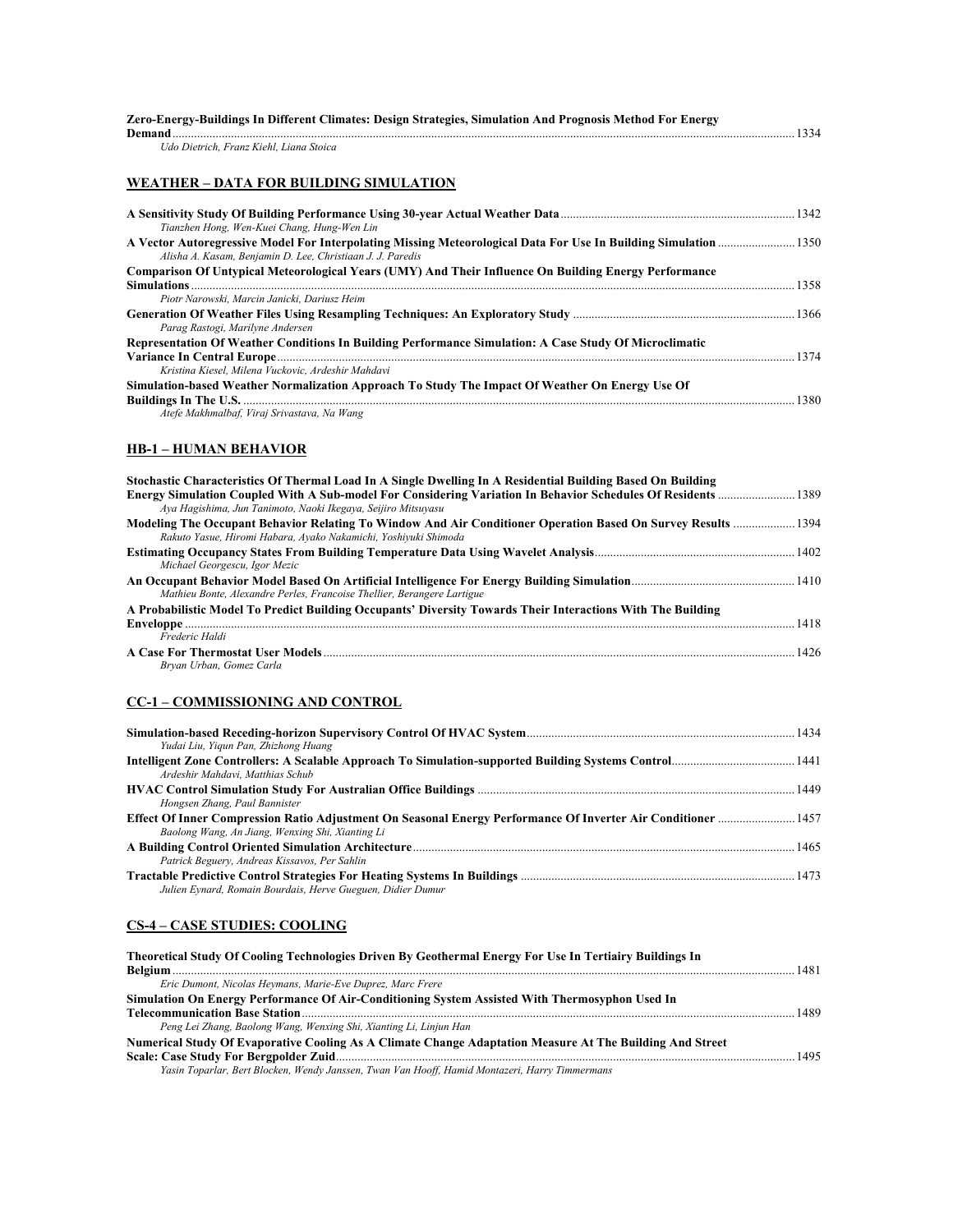**Zero-Energy-Buildings In Different Climates: Design Strategies, Simulation And Prognosis Method For Energy Demand** ........ 1334
*Udo Dietrich, Franz Kiehl, Liana Stoica*

## WEATHER – DATA FOR BUILDING SIMULATION

**A Sensitivity Study Of Building Performance Using 30-year Actual Weather Data** ........ 1342
*Tianzhen Hong, Wen-Kuei Chang, Hung-Wen Lin*

**A Vector Autoregressive Model For Interpolating Missing Meteorological Data For Use In Building Simulation** ........ 1350
*Alisha A. Kasam, Benjamin D. Lee, Christiaan J. J. Paredis*

**Comparison Of Untypical Meteorological Years (UMY) And Their Influence On Building Energy Performance Simulations** ........ 1358
*Piotr Narowski, Marcin Janicki, Dariusz Heim*

**Generation Of Weather Files Using Resampling Techniques: An Exploratory Study** ........ 1366
*Parag Rastogi, Marilyne Andersen*

**Representation Of Weather Conditions In Building Performance Simulation: A Case Study Of Microclimatic Variance In Central Europe** ........ 1374
*Kristina Kiesel, Milena Vuckovic, Ardeshir Mahdavi*

**Simulation-based Weather Normalization Approach To Study The Impact Of Weather On Energy Use Of Buildings In The U.S.** ........ 1380
*Atefe Makhmalbaf, Viraj Srivastava, Na Wang*

## HB-1 – HUMAN BEHAVIOR

**Stochastic Characteristics Of Thermal Load In A Single Dwelling In A Residential Building Based On Building Energy Simulation Coupled With A Sub-model For Considering Variation In Behavior Schedules Of Residents** ........ 1389
*Aya Hagishima, Jun Tanimoto, Naoki Ikegaya, Seijiro Mitsuyasu*

**Modeling The Occupant Behavior Relating To Window And Air Conditioner Operation Based On Survey Results** ........ 1394
*Rakuto Yasue, Hiromi Habara, Ayako Nakamichi, Yoshiyuki Shimoda*

**Estimating Occupancy States From Building Temperature Data Using Wavelet Analysis** ........ 1402
*Michael Georgescu, Igor Mezic*

**An Occupant Behavior Model Based On Artificial Intelligence For Energy Building Simulation** ........ 1410
*Mathieu Bonte, Alexandre Perles, Francoise Thellier, Berangere Lartigue*

**A Probabilistic Model To Predict Building Occupants' Diversity Towards Their Interactions With The Building Envelope** ........ 1418
*Frederic Haldi*

**A Case For Thermostat User Models** ........ 1426
*Bryan Urban, Gomez Carla*

## CC-1 – COMMISSIONING AND CONTROL

**Simulation-based Receding-horizon Supervisory Control Of HVAC System** ........ 1434
*Yudai Liu, Yiqun Pan, Zhizhong Huang*

**Intelligent Zone Controllers: A Scalable Approach To Simulation-supported Building Systems Control** ........ 1441
*Ardeshir Mahdavi, Matthias Schub*

**HVAC Control Simulation Study For Australian Office Buildings** ........ 1449
*Hongsen Zhang, Paul Bannister*

**Effect Of Inner Compression Ratio Adjustment On Seasonal Energy Performance Of Inverter Air Conditioner** ........ 1457
*Baolong Wang, An Jiang, Wenxing Shi, Xianting Li*

**A Building Control Oriented Simulation Architecture** ........ 1465
*Patrick Beguery, Andreas Kissavos, Per Sahlin*

**Tractable Predictive Control Strategies For Heating Systems In Buildings** ........ 1473
*Julien Eynard, Romain Bourdais, Herve Gueguen, Didier Dumur*

## CS-4 – CASE STUDIES: COOLING

**Theoretical Study Of Cooling Technologies Driven By Geothermal Energy For Use In Tertiairy Buildings In Belgium** ........ 1481
*Eric Dumont, Nicolas Heymans, Marie-Eve Duprez, Marc Frere*

**Simulation On Energy Performance Of Air-Conditioning System Assisted With Thermosyphon Used In Telecommunication Base Station** ........ 1489
*Peng Lei Zhang, Baolong Wang, Wenxing Shi, Xianting Li, Linjun Han*

**Numerical Study Of Evaporative Cooling As A Climate Change Adaptation Measure At The Building And Street Scale: Case Study For Bergpolder Zuid** ........ 1495
*Yasin Toparlar, Bert Blocken, Wendy Janssen, Twan Van Hooff, Hamid Montazeri, Harry Timmermans*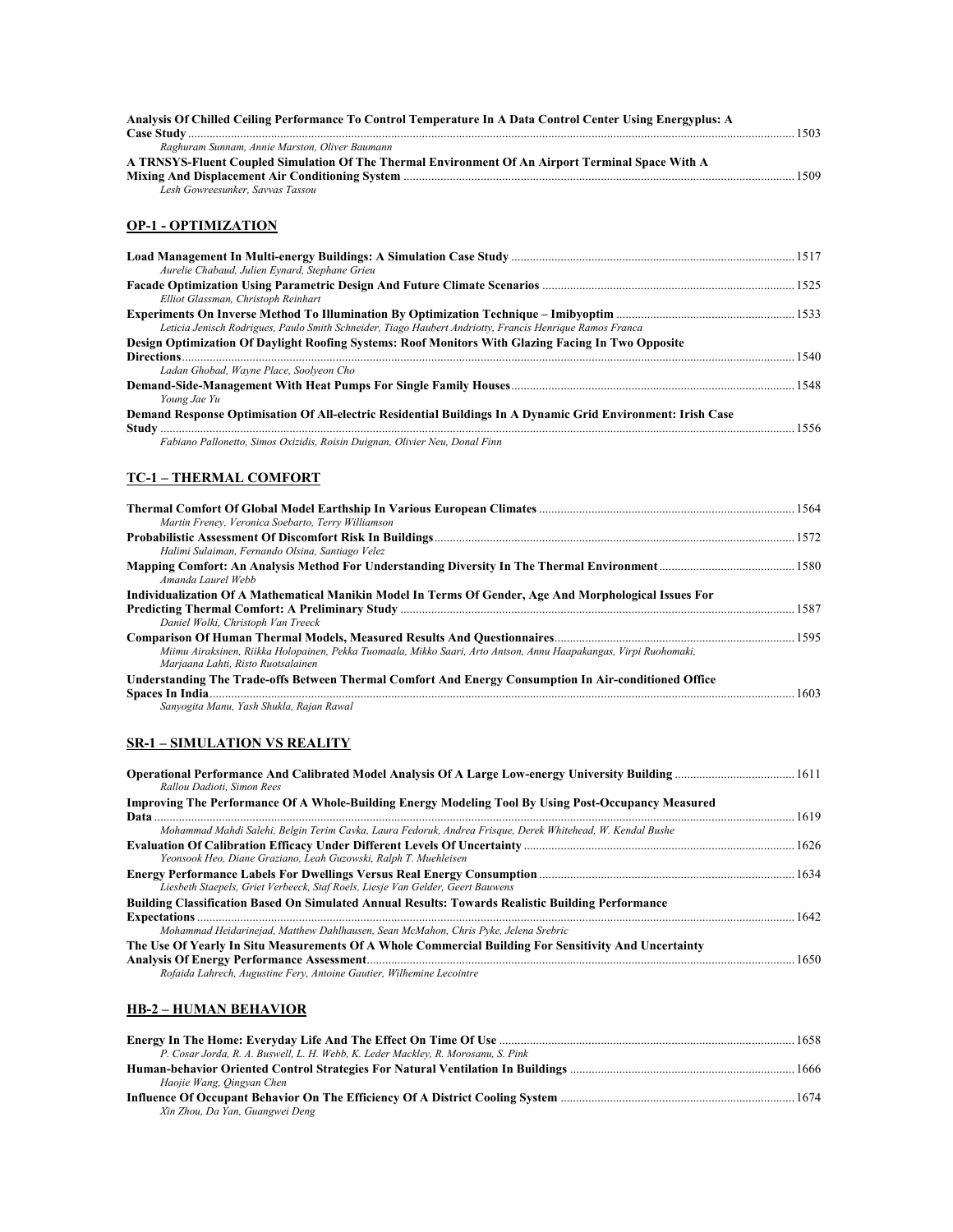**Analysis Of Chilled Ceiling Performance To Control Temperature In A Data Control Center Using Energyplus: A Case Study** ........ 1503
*Raghuram Sunnam, Annie Marston, Oliver Baumann*

**A TRNSYS-Fluent Coupled Simulation Of The Thermal Environment Of An Airport Terminal Space With A Mixing And Displacement Air Conditioning System** ........ 1509
*Lesh Gowreesunker, Savvas Tassou*

## OP-1 - OPTIMIZATION

**Load Management In Multi-energy Buildings: A Simulation Case Study** ........ 1517
*Aurelie Chabaud, Julien Eynard, Stephane Grieu*

**Facade Optimization Using Parametric Design And Future Climate Scenarios** ........ 1525
*Elliot Glassman, Christoph Reinhart*

**Experiments On Inverse Method To Illumination By Optimization Technique – Imibyoptim** ........ 1533
*Leticia Jenisch Rodrigues, Paulo Smith Schneider, Tiago Haubert Andriotty, Francis Henrique Ramos Franca*

**Design Optimization Of Daylight Roofing Systems: Roof Monitors With Glazing Facing In Two Opposite Directions** ........ 1540
*Ladan Ghobad, Wayne Place, Soolyeon Cho*

**Demand-Side-Management With Heat Pumps For Single Family Houses** ........ 1548
*Young Jae Yu*

**Demand Response Optimisation Of All-electric Residential Buildings In A Dynamic Grid Environment: Irish Case Study** ........ 1556
*Fabiano Pallonetto, Simos Oxizidis, Roisin Duignan, Olivier Neu, Donal Finn*

## TC-1 – THERMAL COMFORT

**Thermal Comfort Of Global Model Earthship In Various European Climates** ........ 1564
*Martin Freney, Veronica Soebarto, Terry Williamson*

**Probabilistic Assessment Of Discomfort Risk In Buildings** ........ 1572
*Halimi Sulaiman, Fernando Olsina, Santiago Velez*

**Mapping Comfort: An Analysis Method For Understanding Diversity In The Thermal Environment** ........ 1580
*Amanda Laurel Webb*

**Individualization Of A Mathematical Manikin Model In Terms Of Gender, Age And Morphological Issues For Predicting Thermal Comfort: A Preliminary Study** ........ 1587
*Daniel Wolki, Christoph Van Treeck*

**Comparison Of Human Thermal Models, Measured Results And Questionnaires** ........ 1595
*Miimu Airaksinen, Riikka Holopainen, Pekka Tuomaala, Mikko Saari, Arto Antson, Annu Haapakangas, Virpi Ruohomaki, Marjaana Lahti, Risto Ruotsalainen*

**Understanding The Trade-offs Between Thermal Comfort And Energy Consumption In Air-conditioned Office Spaces In India** ........ 1603
*Sanyogita Manu, Yash Shukla, Rajan Rawal*

## SR-1 – SIMULATION VS REALITY

**Operational Performance And Calibrated Model Analysis Of A Large Low-energy University Building** ........ 1611
*Rallou Dadioti, Simon Rees*

**Improving The Performance Of A Whole-Building Energy Modeling Tool By Using Post-Occupancy Measured Data** ........ 1619
*Mohammad Mahdi Salehi, Belgin Terim Cavka, Laura Fedoruk, Andrea Frisque, Derek Whitehead, W. Kendal Bushe*

**Evaluation Of Calibration Efficacy Under Different Levels Of Uncertainty** ........ 1626
*Yeonsook Heo, Diane Graziano, Leah Guzowski, Ralph T. Muehleisen*

**Energy Performance Labels For Dwellings Versus Real Energy Consumption** ........ 1634
*Liesbeth Staepels, Griet Verbeeck, Staf Roels, Liesje Van Gelder, Geert Bauwens*

**Building Classification Based On Simulated Annual Results: Towards Realistic Building Performance Expectations** ........ 1642
*Mohammad Heidarinejad, Matthew Dahlhausen, Sean McMahon, Chris Pyke, Jelena Srebric*

**The Use Of Yearly In Situ Measurements Of A Whole Commercial Building For Sensitivity And Uncertainty Analysis Of Energy Performance Assessment** ........ 1650
*Rofaida Lahrech, Augustine Fery, Antoine Gautier, Wilhemine Lecointre*

## HB-2 – HUMAN BEHAVIOR

**Energy In The Home: Everyday Life And The Effect On Time Of Use** ........ 1658
*P. Cosar Jorda, R. A. Buswell, L. H. Webb, K. Leder Mackley, R. Morosanu, S. Pink*

**Human-behavior Oriented Control Strategies For Natural Ventilation In Buildings** ........ 1666
*Haojie Wang, Qingyan Chen*

**Influence Of Occupant Behavior On The Efficiency Of A District Cooling System** ........ 1674
*Xin Zhou, Da Yan, Guangwei Deng*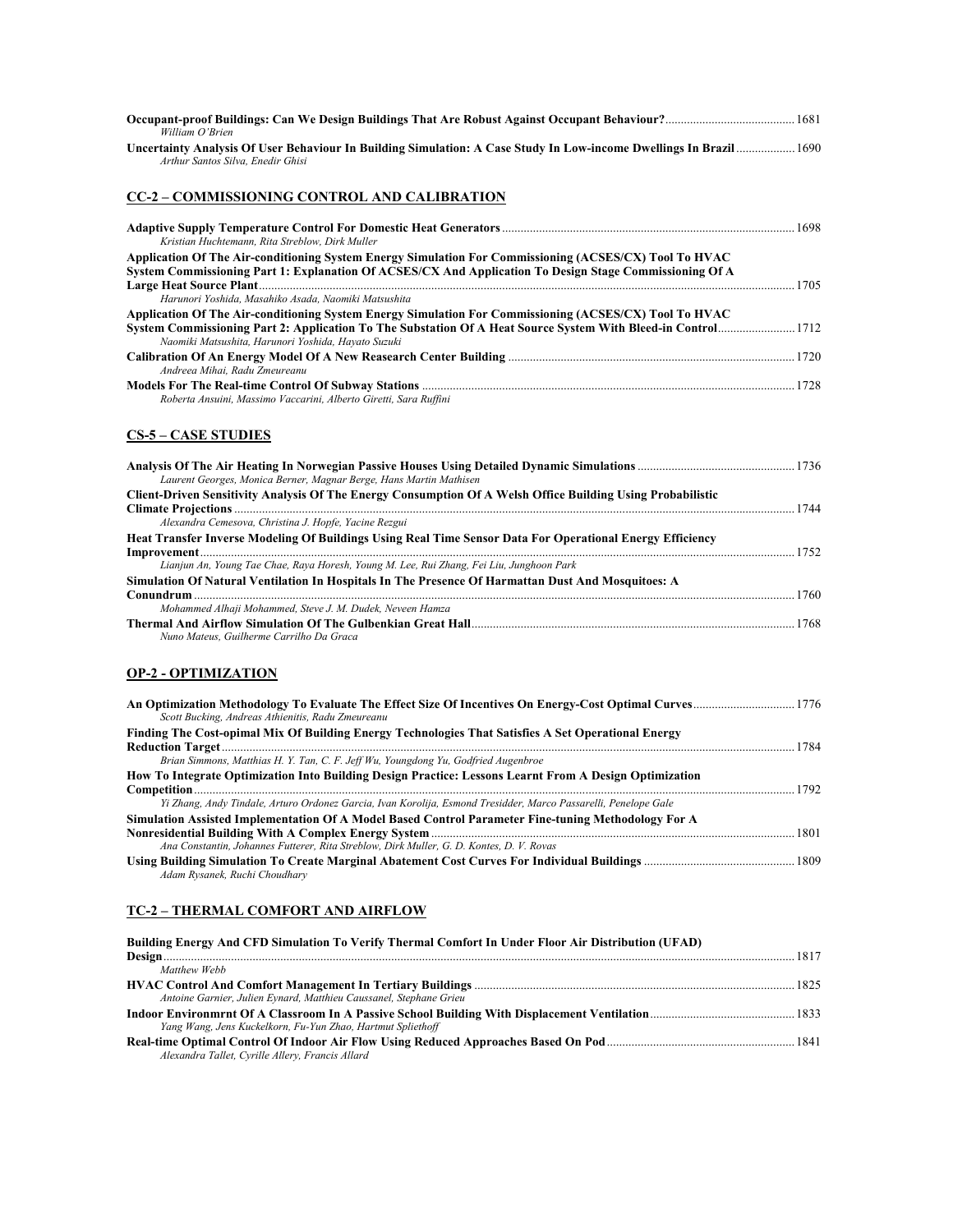**Occupant-proof Buildings: Can We Design Buildings That Are Robust Against Occupant Behaviour?** ........ 1681
*William O'Brien*

**Uncertainty Analysis Of User Behaviour In Building Simulation: A Case Study In Low-income Dwellings In Brazil** ........ 1690
*Arthur Santos Silva, Enedir Ghisi*

## CC-2 – COMMISSIONING CONTROL AND CALIBRATION

**Adaptive Supply Temperature Control For Domestic Heat Generators** ........ 1698
*Kristian Huchtemann, Rita Streblow, Dirk Muller*

**Application Of The Air-conditioning System Energy Simulation For Commissioning (ACSES/CX) Tool To HVAC System Commissioning Part 1: Explanation Of ACSES/CX And Application To Design Stage Commissioning Of A Large Heat Source Plant** ........ 1705
*Harunori Yoshida, Masahiko Asada, Naomiki Matsushita*

**Application Of The Air-conditioning System Energy Simulation For Commissioning (ACSES/CX) Tool To HVAC System Commissioning Part 2: Application To The Substation Of A Heat Source System With Bleed-in Control** ........ 1712
*Naomiki Matsushita, Harunori Yoshida, Hayato Suzuki*

**Calibration Of An Energy Model Of A New Reasearch Center Building** ........ 1720
*Andreea Mihai, Radu Zmeureanu*

**Models For The Real-time Control Of Subway Stations** ........ 1728
*Roberta Ansuini, Massimo Vaccarini, Alberto Giretti, Sara Ruffini*

## CS-5 – CASE STUDIES

**Analysis Of The Air Heating In Norwegian Passive Houses Using Detailed Dynamic Simulations** ........ 1736
*Laurent Georges, Monica Berner, Magnar Berge, Hans Martin Mathisen*

**Client-Driven Sensitivity Analysis Of The Energy Consumption Of A Welsh Office Building Using Probabilistic Climate Projections** ........ 1744
*Alexandra Cemesova, Christina J. Hopfe, Yacine Rezgui*

**Heat Transfer Inverse Modeling Of Buildings Using Real Time Sensor Data For Operational Energy Efficiency Improvement** ........ 1752
*Lianjun An, Young Tae Chae, Raya Horesh, Young M. Lee, Rui Zhang, Fei Liu, Junghoon Park*

**Simulation Of Natural Ventilation In Hospitals In The Presence Of Harmattan Dust And Mosquitoes: A Conundrum** ........ 1760
*Mohammed Alhaji Mohammed, Steve J. M. Dudek, Neveen Hamza*

**Thermal And Airflow Simulation Of The Gulbenkian Great Hall** ........ 1768
*Nuno Mateus, Guilherme Carrilho Da Graca*

## OP-2 - OPTIMIZATION

**An Optimization Methodology To Evaluate The Effect Size Of Incentives On Energy-Cost Optimal Curves** ........ 1776
*Scott Bucking, Andreas Athienitis, Radu Zmeureanu*

**Finding The Cost-opimal Mix Of Building Energy Technologies That Satisfies A Set Operational Energy Reduction Target** ........ 1784
*Brian Simmons, Matthias H. Y. Tan, C. F. Jeff Wu, Youngdong Yu, Godfried Augenbroe*

**How To Integrate Optimization Into Building Design Practice: Lessons Learnt From A Design Optimization Competition** ........ 1792
*Yi Zhang, Andy Tindale, Arturo Ordonez Garcia, Ivan Korolija, Esmond Tresidder, Marco Passarelli, Penelope Gale*

**Simulation Assisted Implementation Of A Model Based Control Parameter Fine-tuning Methodology For A Nonresidential Building With A Complex Energy System** ........ 1801
*Ana Constantin, Johannes Futterer, Rita Streblow, Dirk Muller, G. D. Kontes, D. V. Rovas*

**Using Building Simulation To Create Marginal Abatement Cost Curves For Individual Buildings** ........ 1809
*Adam Rysanek, Ruchi Choudhary*

## TC-2 – THERMAL COMFORT AND AIRFLOW

**Building Energy And CFD Simulation To Verify Thermal Comfort In Under Floor Air Distribution (UFAD) Design** ........ 1817
*Matthew Webb*

**HVAC Control And Comfort Management In Tertiary Buildings** ........ 1825
*Antoine Garnier, Julien Eynard, Matthieu Caussanel, Stephane Grieu*

**Indoor Environmrnt Of A Classroom In A Passive School Building With Displacement Ventilation** ........ 1833
*Yang Wang, Jens Kuckelkorn, Fu-Yun Zhao, Hartmut Spliethoff*

**Real-time Optimal Control Of Indoor Air Flow Using Reduced Approaches Based On Pod** ........ 1841
*Alexandra Tallet, Cyrille Allery, Francis Allard*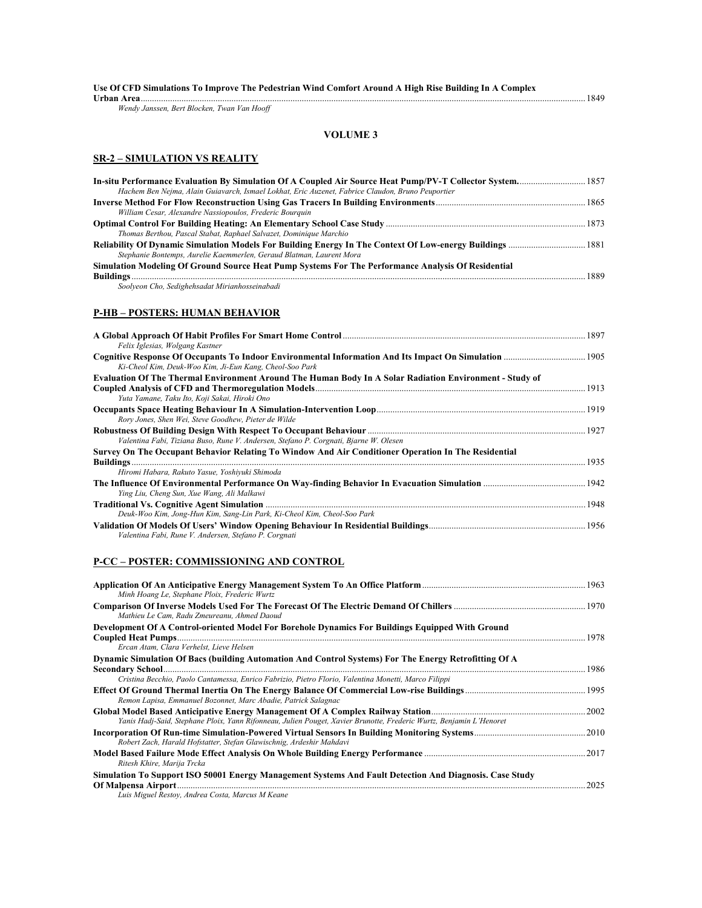**Use Of CFD Simulations To Improve The Pedestrian Wind Comfort Around A High Rise Building In A Complex Urban Area** ... 1849
*Wendy Janssen, Bert Blocken, Twan Van Hooff*

## VOLUME 3

### SR-2 – SIMULATION VS REALITY

**In-situ Performance Evaluation By Simulation Of A Coupled Air Source Heat Pump/PV-T Collector System.** ... 1857
*Hachem Ben Nejma, Alain Guiavarch, Ismael Lokhat, Eric Auzenet, Fabrice Claudon, Bruno Peuportier*

**Inverse Method For Flow Reconstruction Using Gas Tracers In Building Environments** ... 1865
*William Cesar, Alexandre Nassiopoulos, Frederic Bourquin*

**Optimal Control For Building Heating: An Elementary School Case Study** ... 1873
*Thomas Berthou, Pascal Stabat, Raphael Salvazet, Dominique Marchio*

**Reliability Of Dynamic Simulation Models For Building Energy In The Context Of Low-energy Buildings** ... 1881
*Stephanie Bontemps, Aurelie Kaemmerlen, Geraud Blatman, Laurent Mora*

**Simulation Modeling Of Ground Source Heat Pump Systems For The Performance Analysis Of Residential Buildings** ... 1889
*Soolyeon Cho, Sedighehsadat Mirianhosseinabadi*

### P-HB – POSTERS: HUMAN BEHAVIOR

**A Global Approach Of Habit Profiles For Smart Home Control** ... 1897
*Felix Iglesias, Wolgang Kastner*

**Cognitive Response Of Occupants To Indoor Environmental Information And Its Impact On Simulation** ... 1905
*Ki-Cheol Kim, Deuk-Woo Kim, Ji-Eun Kang, Cheol-Soo Park*

**Evaluation Of The Thermal Environment Around The Human Body In A Solar Radiation Environment - Study of Coupled Analysis of CFD and Thermoregulation Models** ... 1913
*Yuta Yamane, Taku Ito, Koji Sakai, Hiroki Ono*

**Occupants Space Heating Behaviour In A Simulation-Intervention Loop** ... 1919
*Rory Jones, Shen Wei, Steve Goodhew, Pieter de Wilde*

**Robustness Of Building Design With Respect To Occupant Behaviour** ... 1927
*Valentina Fabi, Tiziana Buso, Rune V. Andersen, Stefano P. Corgnati, Bjarne W. Olesen*

**Survey On The Occupant Behavior Relating To Window And Air Conditioner Operation In The Residential Buildings** ... 1935
*Hiromi Habara, Rakuto Yasue, Yoshiyuki Shimoda*

**The Influence Of Environmental Performance On Way-finding Behavior In Evacuation Simulation** ... 1942
*Ying Liu, Cheng Sun, Xue Wang, Ali Malkawi*

**Traditional Vs. Cognitive Agent Simulation** ... 1948
*Deuk-Woo Kim, Jong-Hun Kim, Sang-Lin Park, Ki-Cheol Kim, Cheol-Soo Park*

**Validation Of Models Of Users' Window Opening Behaviour In Residential Buildings** ... 1956
*Valentina Fabi, Rune V. Andersen, Stefano P. Corgnati*

### P-CC – POSTER: COMMISSIONING AND CONTROL

**Application Of An Anticipative Energy Management System To An Office Platform** ... 1963
*Minh Hoang Le, Stephane Ploix, Frederic Wurtz*

**Comparison Of Inverse Models Used For The Forecast Of The Electric Demand Of Chillers** ... 1970
*Mathieu Le Cam, Radu Zmeureanu, Ahmed Daoud*

**Development Of A Control-oriented Model For Borehole Dynamics For Buildings Equipped With Ground Coupled Heat Pumps** ... 1978
*Ercan Atam, Clara Verhelst, Lieve Helsen*

**Dynamic Simulation Of Bacs (building Automation And Control Systems) For The Energy Retrofitting Of A Secondary School** ... 1986
*Cristina Becchio, Paolo Cantamessa, Enrico Fabrizio, Pietro Florio, Valentina Monetti, Marco Filippi*

**Effect Of Ground Thermal Inertia On The Energy Balance Of Commercial Low-rise Buildings** ... 1995
*Remon Lapisa, Emmanuel Bozonnet, Marc Abadie, Patrick Salagnac*

**Global Model Based Anticipative Energy Management Of A Complex Railway Station** ... 2002
*Yanis Hadj-Said, Stephane Ploix, Yann Rifonneau, Julien Pouget, Xavier Brunotte, Frederic Wurtz, Benjamin L'Henoret*

**Incorporation Of Run-time Simulation-Powered Virtual Sensors In Building Monitoring Systems** ... 2010
*Robert Zach, Harald Hofstatter, Stefan Glawischnig, Ardeshir Mahdavi*

**Model Based Failure Mode Effect Analysis On Whole Building Energy Performance** ... 2017
*Ritesh Khire, Marija Trcka*

**Simulation To Support ISO 50001 Energy Management Systems And Fault Detection And Diagnosis. Case Study Of Malpensa Airport** ... 2025
*Luis Miguel Restoy, Andrea Costa, Marcus M Keane*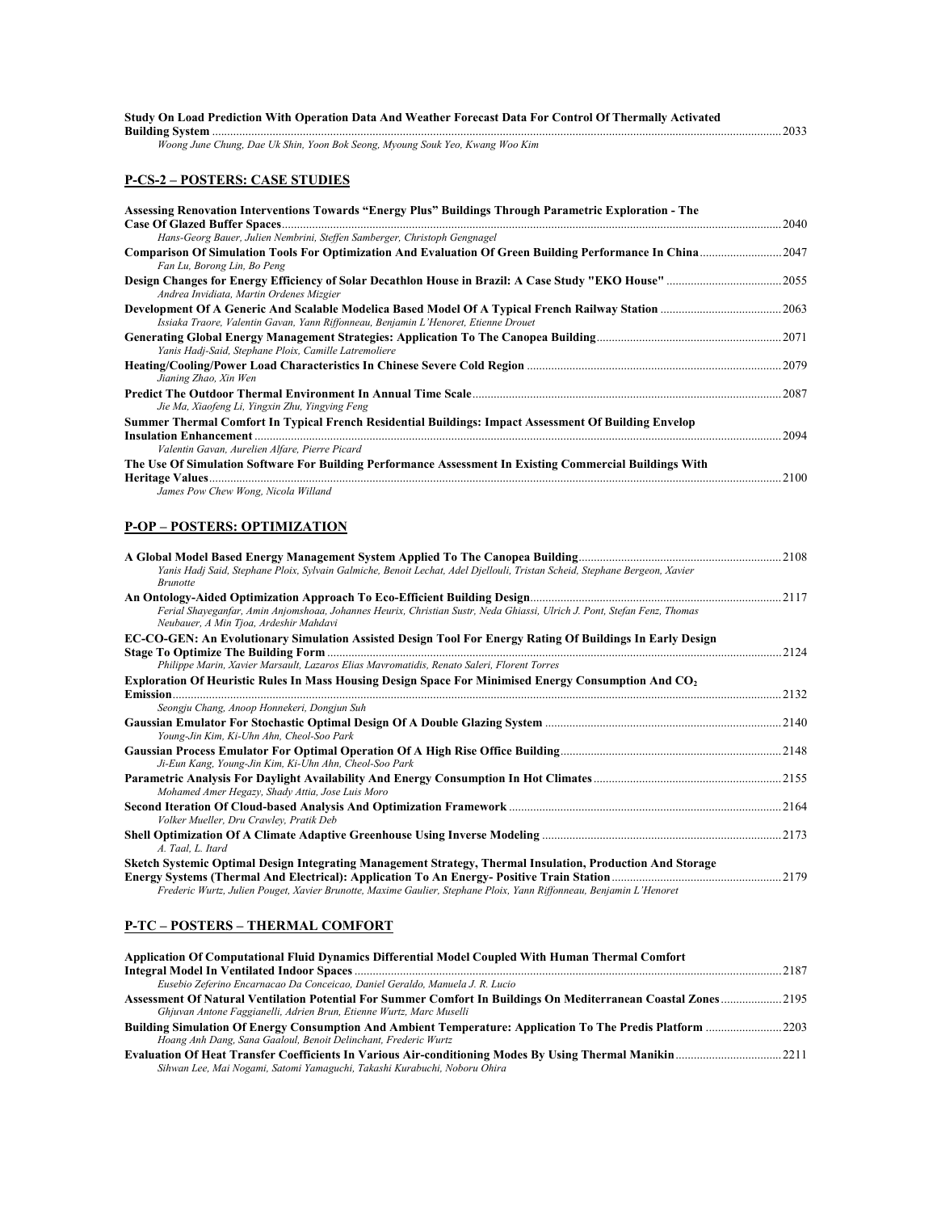**Study On Load Prediction With Operation Data And Weather Forecast Data For Control Of Thermally Activated Building System** ........ 2033
*Woong June Chung, Dae Uk Shin, Yoon Bok Seong, Myoung Souk Yeo, Kwang Woo Kim*

## P-CS-2 – POSTERS: CASE STUDIES

**Assessing Renovation Interventions Towards "Energy Plus" Buildings Through Parametric Exploration - The Case Of Glazed Buffer Spaces** ........ 2040
*Hans-Georg Bauer, Julien Nembrini, Steffen Samberger, Christoph Gengnagel*

**Comparison Of Simulation Tools For Optimization And Evaluation Of Green Building Performance In China** ........ 2047
*Fan Lu, Borong Lin, Bo Peng*

**Design Changes for Energy Efficiency of Solar Decathlon House in Brazil: A Case Study "EKO House"** ........ 2055
*Andrea Invidiata, Martin Ordenes Mizgier*

**Development Of A Generic And Scalable Modelica Based Model Of A Typical French Railway Station** ........ 2063
*Issiaka Traore, Valentin Gavan, Yann Riffonneau, Benjamin L'Henoret, Etienne Drouet*

**Generating Global Energy Management Strategies: Application To The Canopea Building** ........ 2071
*Yanis Hadj-Said, Stephane Ploix, Camille Latremoliere*

**Heating/Cooling/Power Load Characteristics In Chinese Severe Cold Region** ........ 2079
*Jianing Zhao, Xin Wen*

**Predict The Outdoor Thermal Environment In Annual Time Scale** ........ 2087
*Jie Ma, Xiaofeng Li, Yingxin Zhu, Yingying Feng*

**Summer Thermal Comfort In Typical French Residential Buildings: Impact Assessment Of Building Envelop Insulation Enhancement** ........ 2094
*Valentin Gavan, Aurelien Alfare, Pierre Picard*

**The Use Of Simulation Software For Building Performance Assessment In Existing Commercial Buildings With Heritage Values** ........ 2100
*James Pow Chew Wong, Nicola Willand*

## P-OP – POSTERS: OPTIMIZATION

**A Global Model Based Energy Management System Applied To The Canopea Building** ........ 2108
*Yanis Hadj Said, Stephane Ploix, Sylvain Galmiche, Benoit Lechat, Adel Djellouli, Tristan Scheid, Stephane Bergeon, Xavier Brunotte*

**An Ontology-Aided Optimization Approach To Eco-Efficient Building Design** ........ 2117
*Ferial Shayeganfar, Amin Anjomshoaa, Johannes Heurix, Christian Sustr, Neda Ghiassi, Ulrich J. Pont, Stefan Fenz, Thomas Neubauer, A Min Tjoa, Ardeshir Mahdavi*

**EC-CO-GEN: An Evolutionary Simulation Assisted Design Tool For Energy Rating Of Buildings In Early Design Stage To Optimize The Building Form** ........ 2124
*Philippe Marin, Xavier Marsault, Lazaros Elias Mavromatidis, Renato Saleri, Florent Torres*

**Exploration Of Heuristic Rules In Mass Housing Design Space For Minimised Energy Consumption And $CO_2$ Emission** ........ 2132
*Seongju Chang, Anoop Honnekeri, Dongjun Suh*

**Gaussian Emulator For Stochastic Optimal Design Of A Double Glazing System** ........ 2140
*Young-Jin Kim, Ki-Uhn Ahn, Cheol-Soo Park*

**Gaussian Process Emulator For Optimal Operation Of A High Rise Office Building** ........ 2148
*Ji-Eun Kang, Young-Jin Kim, Ki-Uhn Ahn, Cheol-Soo Park*

**Parametric Analysis For Daylight Availability And Energy Consumption In Hot Climates** ........ 2155
*Mohamed Amer Hegazy, Shady Attia, Jose Luis Moro*

**Second Iteration Of Cloud-based Analysis And Optimization Framework** ........ 2164
*Volker Mueller, Dru Crawley, Pratik Deb*

**Shell Optimization Of A Climate Adaptive Greenhouse Using Inverse Modeling** ........ 2173
*A. Taal, L. Itard*

**Sketch Systemic Optimal Design Integrating Management Strategy, Thermal Insulation, Production And Storage Energy Systems (Thermal And Electrical): Application To An Energy- Positive Train Station** ........ 2179
*Frederic Wurtz, Julien Pouget, Xavier Brunotte, Maxime Gaulier, Stephane Ploix, Yann Riffonneau, Benjamin L'Henoret*

## P-TC – POSTERS – THERMAL COMFORT

**Application Of Computational Fluid Dynamics Differential Model Coupled With Human Thermal Comfort Integral Model In Ventilated Indoor Spaces** ........ 2187
*Eusebio Zeferino Encarnacao Da Conceicao, Daniel Geraldo, Manuela J. R. Lucio*

**Assessment Of Natural Ventilation Potential For Summer Comfort In Buildings On Mediterranean Coastal Zones** ........ 2195
*Ghjuvan Antone Faggianelli, Adrien Brun, Etienne Wurtz, Marc Muselli*

**Building Simulation Of Energy Consumption And Ambient Temperature: Application To The Predis Platform** ........ 2203
*Hoang Anh Dang, Sana Gaaloul, Benoit Delinchant, Frederic Wurtz*

**Evaluation Of Heat Transfer Coefficients In Various Air-conditioning Modes By Using Thermal Manikin** ........ 2211
*Sihwan Lee, Mai Nogami, Satomi Yamaguchi, Takashi Kurabuchi, Noboru Ohira*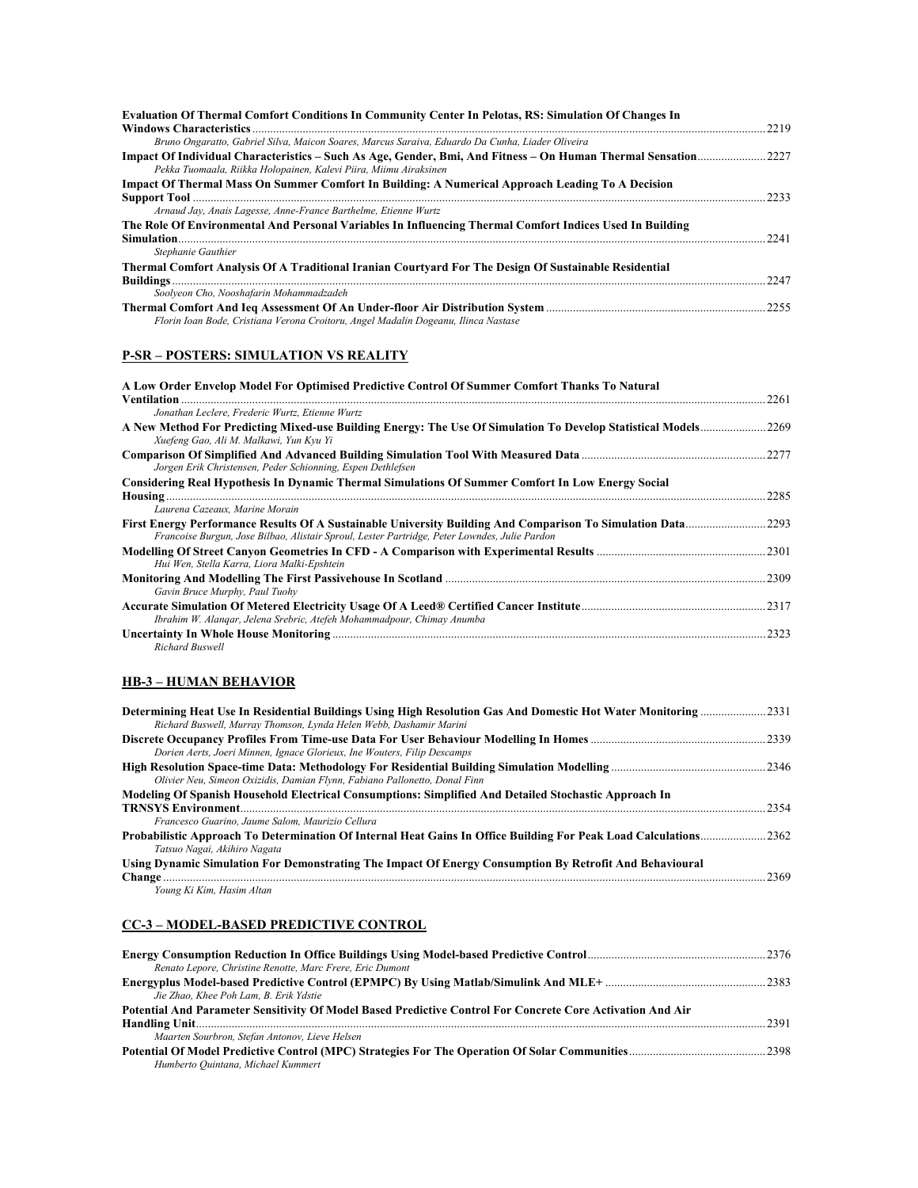**Evaluation Of Thermal Comfort Conditions In Community Center In Pelotas, RS: Simulation Of Changes In Windows Characteristics** ........ 2219
*Bruno Ongaratto, Gabriel Silva, Maicon Soares, Marcus Saraiva, Eduardo Da Cunha, Liader Oliveira*

**Impact Of Individual Characteristics – Such As Age, Gender, Bmi, And Fitness – On Human Thermal Sensation** ........ 2227
*Pekka Tuomaala, Riikka Holopainen, Kalevi Piira, Miimu Airaksinen*

**Impact Of Thermal Mass On Summer Comfort In Building: A Numerical Approach Leading To A Decision Support Tool** ........ 2233
*Arnaud Jay, Anais Lagesse, Anne-France Barthelme, Etienne Wurtz*

**The Role Of Environmental And Personal Variables In Influencing Thermal Comfort Indices Used In Building Simulation** ........ 2241
*Stephanie Gauthier*

**Thermal Comfort Analysis Of A Traditional Iranian Courtyard For The Design Of Sustainable Residential Buildings** ........ 2247
*Soolyeon Cho, Nooshafarin Mohammadzadeh*

**Thermal Comfort And Ieq Assessment Of An Under-floor Air Distribution System** ........ 2255
*Florin Ioan Bode, Cristiana Verona Croitoru, Angel Madalin Dogeanu, Ilinca Nastase*

## P-SR – POSTERS: SIMULATION VS REALITY

**A Low Order Envelop Model For Optimised Predictive Control Of Summer Comfort Thanks To Natural Ventilation** ........ 2261
*Jonathan Leclere, Frederic Wurtz, Etienne Wurtz*

**A New Method For Predicting Mixed-use Building Energy: The Use Of Simulation To Develop Statistical Models** ........ 2269
*Xuefeng Gao, Ali M. Malkawi, Yun Kyu Yi*

**Comparison Of Simplified And Advanced Building Simulation Tool With Measured Data** ........ 2277
*Jorgen Erik Christensen, Peder Schionning, Espen Dethlefsen*

**Considering Real Hypothesis In Dynamic Thermal Simulations Of Summer Comfort In Low Energy Social Housing** ........ 2285
*Laurena Cazeaux, Marine Morain*

**First Energy Performance Results Of A Sustainable University Building And Comparison To Simulation Data** ........ 2293
*Francoise Burgun, Jose Bilbao, Alistair Sproul, Lester Partridge, Peter Lowndes, Julie Pardon*

**Modelling Of Street Canyon Geometries In CFD - A Comparison with Experimental Results** ........ 2301
*Hui Wen, Stella Karra, Liora Malki-Epshtein*

**Monitoring And Modelling The First Passivehouse In Scotland** ........ 2309
*Gavin Bruce Murphy, Paul Tuohy*

**Accurate Simulation Of Metered Electricity Usage Of A Leed® Certified Cancer Institute** ........ 2317
*Ibrahim W. Alanqar, Jelena Srebric, Atefeh Mohammadpour, Chimay Anumba*

**Uncertainty In Whole House Monitoring** ........ 2323
*Richard Buswell*

## HB-3 – HUMAN BEHAVIOR

**Determining Heat Use In Residential Buildings Using High Resolution Gas And Domestic Hot Water Monitoring** ........ 2331
*Richard Buswell, Murray Thomson, Lynda Helen Webb, Dashamir Marini*

**Discrete Occupancy Profiles From Time-use Data For User Behaviour Modelling In Homes** ........ 2339
*Dorien Aerts, Joeri Minnen, Ignace Glorieux, Ine Wouters, Filip Descamps*

**High Resolution Space-time Data: Methodology For Residential Building Simulation Modelling** ........ 2346
*Olivier Neu, Simeon Oxizidis, Damian Flynn, Fabiano Pallonetto, Donal Finn*

**Modeling Of Spanish Household Electrical Consumptions: Simplified And Detailed Stochastic Approach In TRNSYS Environment** ........ 2354
*Francesco Guarino, Jaume Salom, Maurizio Cellura*

**Probabilistic Approach To Determination Of Internal Heat Gains In Office Building For Peak Load Calculations** ........ 2362
*Tatsuo Nagai, Akihiro Nagata*

**Using Dynamic Simulation For Demonstrating The Impact Of Energy Consumption By Retrofit And Behavioural Change** ........ 2369
*Young Ki Kim, Hasim Altan*

## CC-3 – MODEL-BASED PREDICTIVE CONTROL

**Energy Consumption Reduction In Office Buildings Using Model-based Predictive Control** ........ 2376
*Renato Lepore, Christine Renotte, Marc Frere, Eric Dumont*

**Energyplus Model-based Predictive Control (EPMPC) By Using Matlab/Simulink And MLE+** ........ 2383
*Jie Zhao, Khee Poh Lam, B. Erik Ydstie*

**Potential And Parameter Sensitivity Of Model Based Predictive Control For Concrete Core Activation And Air Handling Unit** ........ 2391
*Maarten Sourbron, Stefan Antonov, Lieve Helsen*

**Potential Of Model Predictive Control (MPC) Strategies For The Operation Of Solar Communities** ........ 2398
*Humberto Quintana, Michael Kummert*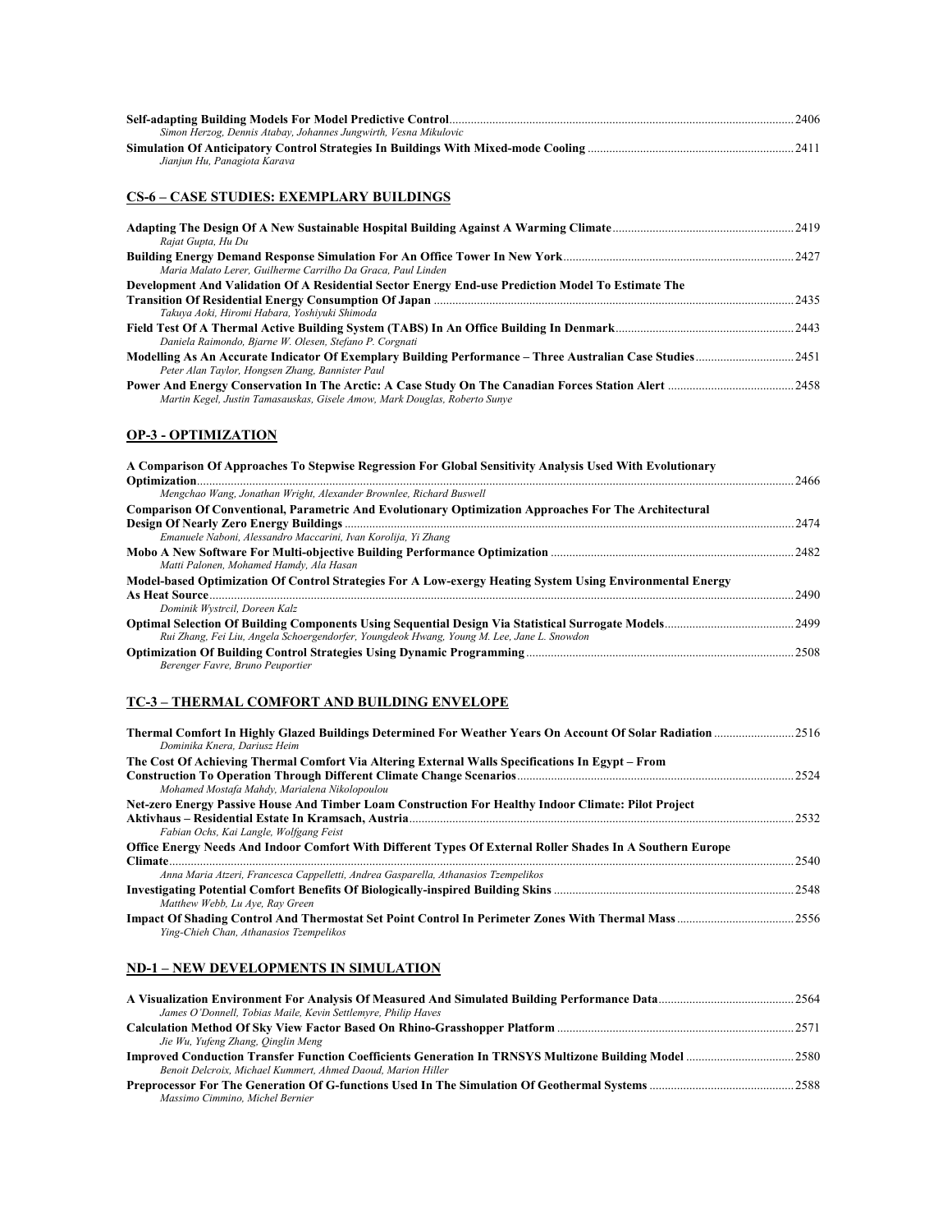**Self-adapting Building Models For Model Predictive Control** .......... 2406
*Simon Herzog, Dennis Atabay, Johannes Jungwirth, Vesna Mikulovic*

**Simulation Of Anticipatory Control Strategies In Buildings With Mixed-mode Cooling** .......... 2411
*Jianjun Hu, Panagiota Karava*

## CS-6 – CASE STUDIES: EXEMPLARY BUILDINGS

**Adapting The Design Of A New Sustainable Hospital Building Against A Warming Climate** .......... 2419
*Rajat Gupta, Hu Du*

**Building Energy Demand Response Simulation For An Office Tower In New York** .......... 2427
*Maria Malato Lerer, Guilherme Carrilho Da Graca, Paul Linden*

**Development And Validation Of A Residential Sector Energy End-use Prediction Model To Estimate The Transition Of Residential Energy Consumption Of Japan** .......... 2435
*Takuya Aoki, Hiromi Habara, Yoshiyuki Shimoda*

**Field Test Of A Thermal Active Building System (TABS) In An Office Building In Denmark** .......... 2443
*Daniela Raimondo, Bjarne W. Olesen, Stefano P. Corgnati*

**Modelling As An Accurate Indicator Of Exemplary Building Performance – Three Australian Case Studies** .......... 2451
*Peter Alan Taylor, Hongsen Zhang, Bannister Paul*

**Power And Energy Conservation In The Arctic: A Case Study On The Canadian Forces Station Alert** .......... 2458
*Martin Kegel, Justin Tamasauskas, Gisele Amow, Mark Douglas, Roberto Sunye*

## OP-3 - OPTIMIZATION

**A Comparison Of Approaches To Stepwise Regression For Global Sensitivity Analysis Used With Evolutionary Optimization** .......... 2466
*Mengchao Wang, Jonathan Wright, Alexander Brownlee, Richard Buswell*

**Comparison Of Conventional, Parametric And Evolutionary Optimization Approaches For The Architectural Design Of Nearly Zero Energy Buildings** .......... 2474
*Emanuele Naboni, Alessandro Maccarini, Ivan Korolija, Yi Zhang*

**Mobo A New Software For Multi-objective Building Performance Optimization** .......... 2482
*Matti Palonen, Mohamed Hamdy, Ala Hasan*

**Model-based Optimization Of Control Strategies For A Low-exergy Heating System Using Environmental Energy As Heat Source** .......... 2490
*Dominik Wystrcil, Doreen Kalz*

**Optimal Selection Of Building Components Using Sequential Design Via Statistical Surrogate Models** .......... 2499
*Rui Zhang, Fei Liu, Angela Schoergendorfer, Youngdeok Hwang, Young M. Lee, Jane L. Snowdon*

**Optimization Of Building Control Strategies Using Dynamic Programming** .......... 2508
*Berenger Favre, Bruno Peuportier*

## TC-3 – THERMAL COMFORT AND BUILDING ENVELOPE

**Thermal Comfort In Highly Glazed Buildings Determined For Weather Years On Account Of Solar Radiation** .......... 2516
*Dominika Knera, Dariusz Heim*

**The Cost Of Achieving Thermal Comfort Via Altering External Walls Specifications In Egypt – From Construction To Operation Through Different Climate Change Scenarios** .......... 2524
*Mohamed Mostafa Mahdy, Marialena Nikolopoulou*

**Net-zero Energy Passive House And Timber Loam Construction For Healthy Indoor Climate: Pilot Project Aktivhaus – Residential Estate In Kramsach, Austria** .......... 2532
*Fabian Ochs, Kai Langle, Wolfgang Feist*

**Office Energy Needs And Indoor Comfort With Different Types Of External Roller Shades In A Southern Europe Climate** .......... 2540
*Anna Maria Atzeri, Francesca Cappelletti, Andrea Gasparella, Athanasios Tzempelikos*

**Investigating Potential Comfort Benefits Of Biologically-inspired Building Skins** .......... 2548
*Matthew Webb, Lu Aye, Ray Green*

**Impact Of Shading Control And Thermostat Set Point Control In Perimeter Zones With Thermal Mass** .......... 2556
*Ying-Chieh Chan, Athanasios Tzempelikos*

## ND-1 – NEW DEVELOPMENTS IN SIMULATION

**A Visualization Environment For Analysis Of Measured And Simulated Building Performance Data** .......... 2564
*James O'Donnell, Tobias Maile, Kevin Settlemyre, Philip Haves*

**Calculation Method Of Sky View Factor Based On Rhino-Grasshopper Platform** .......... 2571
*Jie Wu, Yufeng Zhang, Qinglin Meng*

**Improved Conduction Transfer Function Coefficients Generation In TRNSYS Multizone Building Model** .......... 2580
*Benoit Delcroix, Michael Kummert, Ahmed Daoud, Marion Hiller*

**Preprocessor For The Generation Of G-functions Used In The Simulation Of Geothermal Systems** .......... 2588
*Massimo Cimmino, Michel Bernier*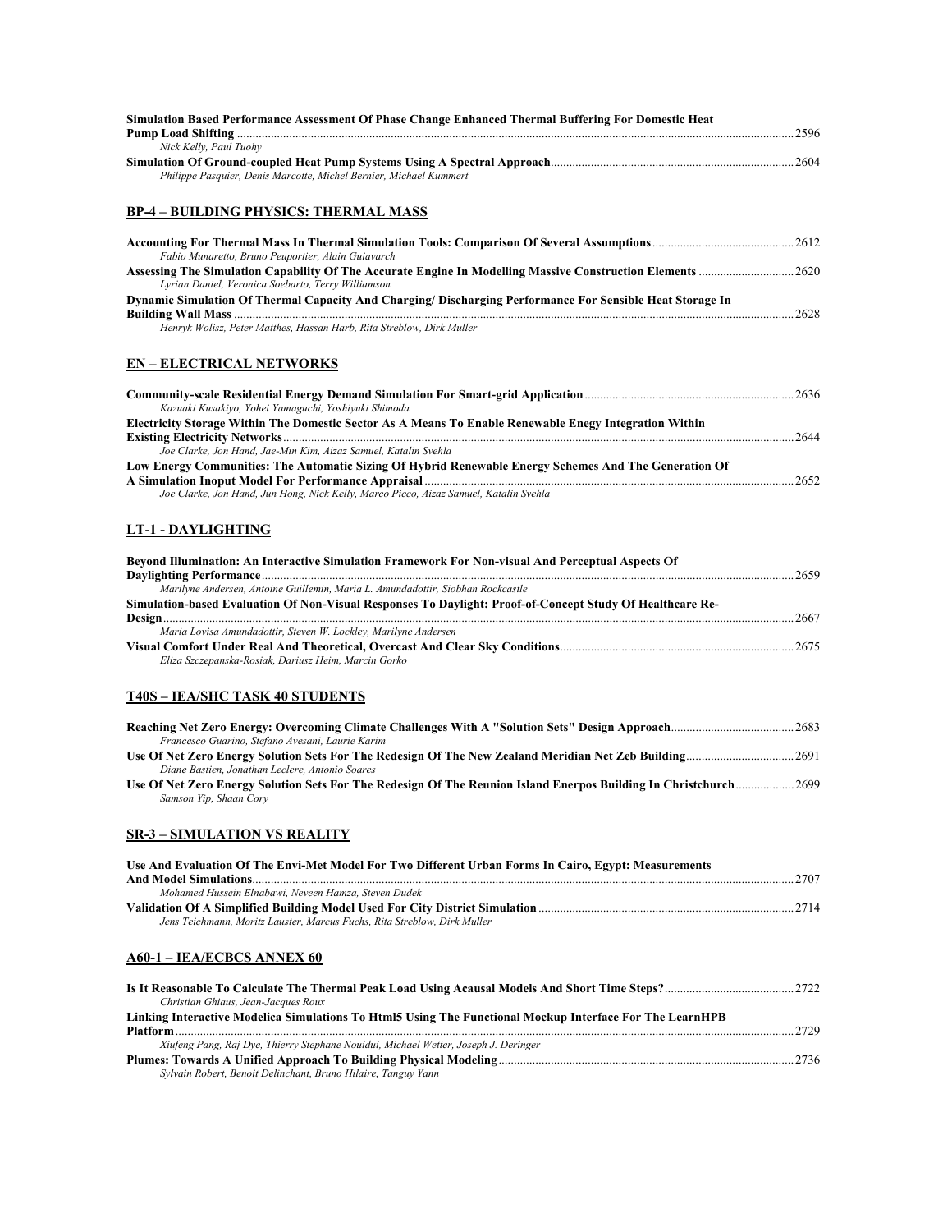**Simulation Based Performance Assessment Of Phase Change Enhanced Thermal Buffering For Domestic Heat Pump Load Shifting** ........ 2596
*Nick Kelly, Paul Tuohy*

**Simulation Of Ground-coupled Heat Pump Systems Using A Spectral Approach** ........ 2604
*Philippe Pasquier, Denis Marcotte, Michel Bernier, Michael Kummert*

## BP-4 – BUILDING PHYSICS: THERMAL MASS

**Accounting For Thermal Mass In Thermal Simulation Tools: Comparison Of Several Assumptions** ........ 2612
*Fabio Munaretto, Bruno Peuportier, Alain Guiavarch*

**Assessing The Simulation Capability Of The Accurate Engine In Modelling Massive Construction Elements** ........ 2620
*Lyrian Daniel, Veronica Soebarto, Terry Williamson*

**Dynamic Simulation Of Thermal Capacity And Charging/ Discharging Performance For Sensible Heat Storage In Building Wall Mass** ........ 2628
*Henryk Wolisz, Peter Matthes, Hassan Harb, Rita Streblow, Dirk Muller*

## EN – ELECTRICAL NETWORKS

**Community-scale Residential Energy Demand Simulation For Smart-grid Application** ........ 2636
*Kazuaki Kusakiyo, Yohei Yamaguchi, Yoshiyuki Shimoda*

**Electricity Storage Within The Domestic Sector As A Means To Enable Renewable Enegy Integration Within Existing Electricity Networks** ........ 2644
*Joe Clarke, Jon Hand, Jae-Min Kim, Aizaz Samuel, Katalin Svehla*

**Low Energy Communities: The Automatic Sizing Of Hybrid Renewable Energy Schemes And The Generation Of A Simulation Inoput Model For Performance Appraisal** ........ 2652
*Joe Clarke, Jon Hand, Jun Hong, Nick Kelly, Marco Picco, Aizaz Samuel, Katalin Svehla*

## LT-1 - DAYLIGHTING

**Beyond Illumination: An Interactive Simulation Framework For Non-visual And Perceptual Aspects Of Daylighting Performance** ........ 2659
*Marilyne Andersen, Antoine Guillemin, Maria L. Amundadottir, Siobhan Rockcastle*

**Simulation-based Evaluation Of Non-Visual Responses To Daylight: Proof-of-Concept Study Of Healthcare Re-Design** ........ 2667
*Maria Lovisa Amundadottir, Steven W. Lockley, Marilyne Andersen*

**Visual Comfort Under Real And Theoretical, Overcast And Clear Sky Conditions** ........ 2675
*Eliza Szczepanska-Rosiak, Dariusz Heim, Marcin Gorko*

## T40S – IEA/SHC TASK 40 STUDENTS

**Reaching Net Zero Energy: Overcoming Climate Challenges With A "Solution Sets" Design Approach** ........ 2683
*Francesco Guarino, Stefano Avesani, Laurie Karim*

**Use Of Net Zero Energy Solution Sets For The Redesign Of The New Zealand Meridian Net Zeb Building** ........ 2691
*Diane Bastien, Jonathan Leclere, Antonio Soares*

**Use Of Net Zero Energy Solution Sets For The Redesign Of The Reunion Island Enerpos Building In Christchurch** ........ 2699
*Samson Yip, Shaan Cory*

## SR-3 – SIMULATION VS REALITY

**Use And Evaluation Of The Envi-Met Model For Two Different Urban Forms In Cairo, Egypt: Measurements And Model Simulations** ........ 2707
*Mohamed Hussein Elnabawi, Neveen Hamza, Steven Dudek*

**Validation Of A Simplified Building Model Used For City District Simulation** ........ 2714
*Jens Teichmann, Moritz Lauster, Marcus Fuchs, Rita Streblow, Dirk Muller*

## A60-1 – IEA/ECBCS ANNEX 60

**Is It Reasonable To Calculate The Thermal Peak Load Using Acausal Models And Short Time Steps?** ........ 2722
*Christian Ghiaus, Jean-Jacques Roux*

**Linking Interactive Modelica Simulations To Html5 Using The Functional Mockup Interface For The LearnHPB Platform** ........ 2729
*Xiufeng Pang, Raj Dye, Thierry Stephane Nouidui, Michael Wetter, Joseph J. Deringer*

**Plumes: Towards A Unified Approach To Building Physical Modeling** ........ 2736
*Sylvain Robert, Benoit Delinchant, Bruno Hilaire, Tanguy Yann*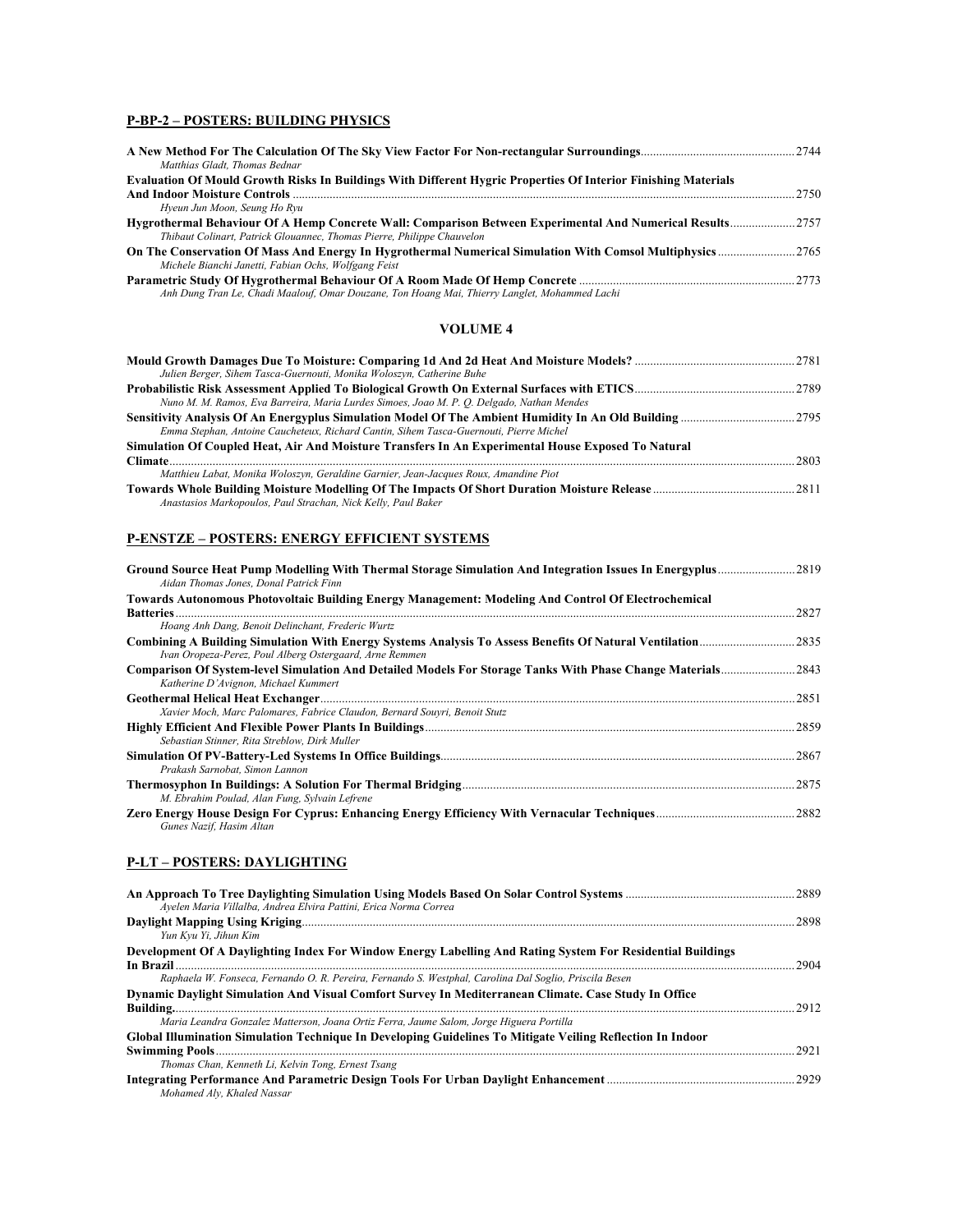## P-BP-2 – POSTERS: BUILDING PHYSICS

**A New Method For The Calculation Of The Sky View Factor For Non-rectangular Surroundings** ........ 2744
*Matthias Gladt, Thomas Bednar*

**Evaluation Of Mould Growth Risks In Buildings With Different Hygric Properties Of Interior Finishing Materials And Indoor Moisture Controls** ........ 2750
*Hyeun Jun Moon, Seung Ho Ryu*

**Hygrothermal Behaviour Of A Hemp Concrete Wall: Comparison Between Experimental And Numerical Results** ........ 2757
*Thibaut Colinart, Patrick Glouannec, Thomas Pierre, Philippe Chauvelon*

**On The Conservation Of Mass And Energy In Hygrothermal Numerical Simulation With Comsol Multiphysics** ........ 2765
*Michele Bianchi Janetti, Fabian Ochs, Wolfgang Feist*

**Parametric Study Of Hygrothermal Behaviour Of A Room Made Of Hemp Concrete** ........ 2773
*Anh Dung Tran Le, Chadi Maalouf, Omar Douzane, Ton Hoang Mai, Thierry Langlet, Mohammed Lachi*

## VOLUME 4

**Mould Growth Damages Due To Moisture: Comparing 1d And 2d Heat And Moisture Models?** ........ 2781
*Julien Berger, Sihem Tasca-Guernouti, Monika Woloszyn, Catherine Buhe*

**Probabilistic Risk Assessment Applied To Biological Growth On External Surfaces with ETICS** ........ 2789
*Nuno M. M. Ramos, Eva Barreira, Maria Lurdes Simoes, Joao M. P. Q. Delgado, Nathan Mendes*

**Sensitivity Analysis Of An Energyplus Simulation Model Of The Ambient Humidity In An Old Building** ........ 2795
*Emma Stephan, Antoine Caucheteux, Richard Cantin, Sihem Tasca-Guernouti, Pierre Michel*

**Simulation Of Coupled Heat, Air And Moisture Transfers In An Experimental House Exposed To Natural Climate** ........ 2803
*Matthieu Labat, Monika Woloszyn, Geraldine Garnier, Jean-Jacques Roux, Amandine Piot*

**Towards Whole Building Moisture Modelling Of The Impacts Of Short Duration Moisture Release** ........ 2811
*Anastasios Markopoulos, Paul Strachan, Nick Kelly, Paul Baker*

## P-ENSTZE – POSTERS: ENERGY EFFICIENT SYSTEMS

**Ground Source Heat Pump Modelling With Thermal Storage Simulation And Integration Issues In Energyplus** ........ 2819
*Aidan Thomas Jones, Donal Patrick Finn*

**Towards Autonomous Photovoltaic Building Energy Management: Modeling And Control Of Electrochemical Batteries** ........ 2827
*Hoang Anh Dang, Benoit Delinchant, Frederic Wurtz*

**Combining A Building Simulation With Energy Systems Analysis To Assess Benefits Of Natural Ventilation** ........ 2835
*Ivan Oropeza-Perez, Poul Alberg Ostergaard, Arne Remmen*

**Comparison Of System-level Simulation And Detailed Models For Storage Tanks With Phase Change Materials** ........ 2843
*Katherine D'Avignon, Michael Kummert*

**Geothermal Helical Heat Exchanger** ........ 2851
*Xavier Moch, Marc Palomares, Fabrice Claudon, Bernard Souyri, Benoit Stutz*

**Highly Efficient And Flexible Power Plants In Buildings** ........ 2859
*Sebastian Stinner, Rita Streblow, Dirk Muller*

**Simulation Of PV-Battery-Led Systems In Office Buildings** ........ 2867
*Prakash Sarnobat, Simon Lannon*

**Thermosyphon In Buildings: A Solution For Thermal Bridging** ........ 2875
*M. Ebrahim Poulad, Alan Fung, Sylvain Lefrene*

**Zero Energy House Design For Cyprus: Enhancing Energy Efficiency With Vernacular Techniques** ........ 2882
*Gunes Nazif, Hasim Altan*

## P-LT – POSTERS: DAYLIGHTING

**An Approach To Tree Daylighting Simulation Using Models Based On Solar Control Systems** ........ 2889
*Ayelen Maria Villalba, Andrea Elvira Pattini, Erica Norma Correa*

**Daylight Mapping Using Kriging** ........ 2898
*Yun Kyu Yi, Jihun Kim*

**Development Of A Daylighting Index For Window Energy Labelling And Rating System For Residential Buildings In Brazil** ........ 2904
*Raphaela W. Fonseca, Fernando O. R. Pereira, Fernando S. Westphal, Carolina Dal Soglio, Priscila Besen*

**Dynamic Daylight Simulation And Visual Comfort Survey In Mediterranean Climate. Case Study In Office Building.** ........ 2912
*Maria Leandra Gonzalez Matterson, Joana Ortiz Ferra, Jaume Salom, Jorge Higuera Portilla*

**Global Illumination Simulation Technique In Developing Guidelines To Mitigate Veiling Reflection In Indoor Swimming Pools** ........ 2921
*Thomas Chan, Kenneth Li, Kelvin Tong, Ernest Tsang*

**Integrating Performance And Parametric Design Tools For Urban Daylight Enhancement** ........ 2929
*Mohamed Aly, Khaled Nassar*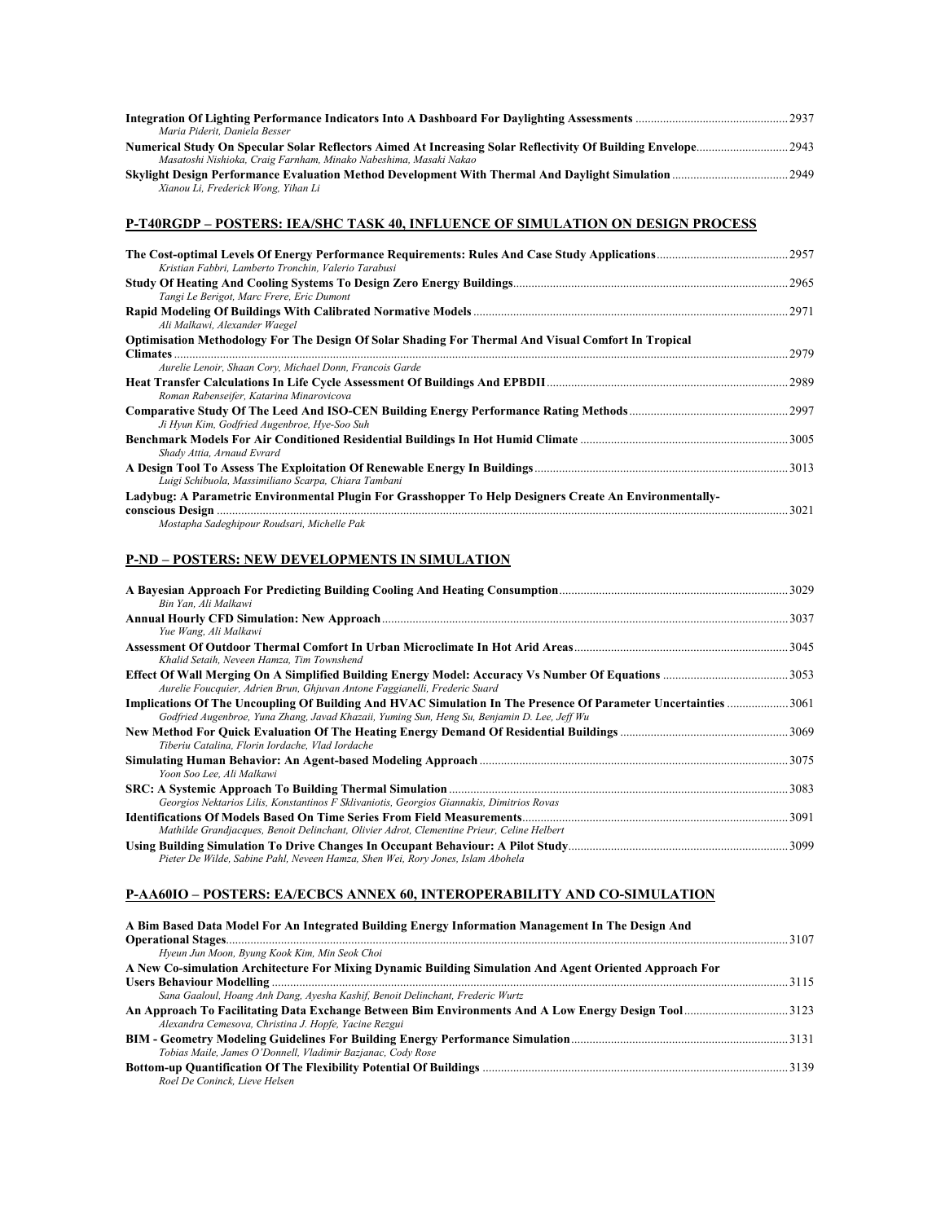**Integration Of Lighting Performance Indicators Into A Dashboard For Daylighting Assessments** ........ 2937
*Maria Piderit, Daniela Besser*

**Numerical Study On Specular Solar Reflectors Aimed At Increasing Solar Reflectivity Of Building Envelope** ........ 2943
*Masatoshi Nishioka, Craig Farnham, Minako Nabeshima, Masaki Nakao*

**Skylight Design Performance Evaluation Method Development With Thermal And Daylight Simulation** ........ 2949
*Xianou Li, Frederick Wong, Yihan Li*

## P-T40RGDP – POSTERS: IEA/SHC TASK 40, INFLUENCE OF SIMULATION ON DESIGN PROCESS

**The Cost-optimal Levels Of Energy Performance Requirements: Rules And Case Study Applications** ........ 2957
*Kristian Fabbri, Lamberto Tronchin, Valerio Tarabusi*

**Study Of Heating And Cooling Systems To Design Zero Energy Buildings** ........ 2965
*Tangi Le Berigot, Marc Frere, Eric Dumont*

**Rapid Modeling Of Buildings With Calibrated Normative Models** ........ 2971
*Ali Malkawi, Alexander Waegel*

**Optimisation Methodology For The Design Of Solar Shading For Thermal And Visual Comfort In Tropical Climates** ........ 2979
*Aurelie Lenoir, Shaan Cory, Michael Donn, Francois Garde*

**Heat Transfer Calculations In Life Cycle Assessment Of Buildings And EPBDII** ........ 2989
*Roman Rabenseifer, Katarina Minarovicova*

**Comparative Study Of The Leed And ISO-CEN Building Energy Performance Rating Methods** ........ 2997
*Ji Hyun Kim, Godfried Augenbroe, Hye-Soo Suh*

**Benchmark Models For Air Conditioned Residential Buildings In Hot Humid Climate** ........ 3005
*Shady Attia, Arnaud Evrard*

**A Design Tool To Assess The Exploitation Of Renewable Energy In Buildings** ........ 3013
*Luigi Schibuola, Massimiliano Scarpa, Chiara Tambani*

**Ladybug: A Parametric Environmental Plugin For Grasshopper To Help Designers Create An Environmentally-conscious Design** ........ 3021
*Mostapha Sadeghipour Roudsari, Michelle Pak*

## P-ND – POSTERS: NEW DEVELOPMENTS IN SIMULATION

**A Bayesian Approach For Predicting Building Cooling And Heating Consumption** ........ 3029
*Bin Yan, Ali Malkawi*

**Annual Hourly CFD Simulation: New Approach** ........ 3037
*Yue Wang, Ali Malkawi*

**Assessment Of Outdoor Thermal Comfort In Urban Microclimate In Hot Arid Areas** ........ 3045
*Khalid Setaih, Neveen Hamza, Tim Townshend*

**Effect Of Wall Merging On A Simplified Building Energy Model: Accuracy Vs Number Of Equations** ........ 3053
*Aurelie Foucquier, Adrien Brun, Ghjuvan Antone Faggianelli, Frederic Suard*

**Implications Of The Uncoupling Of Building And HVAC Simulation In The Presence Of Parameter Uncertainties** ........ 3061
*Godfried Augenbroe, Yuna Zhang, Javad Khazaii, Yuming Sun, Heng Su, Benjamin D. Lee, Jeff Wu*

**New Method For Quick Evaluation Of The Heating Energy Demand Of Residential Buildings** ........ 3069
*Tiberiu Catalina, Florin Iordache, Vlad Iordache*

**Simulating Human Behavior: An Agent-based Modeling Approach** ........ 3075
*Yoon Soo Lee, Ali Malkawi*

**SRC: A Systemic Approach To Building Thermal Simulation** ........ 3083
*Georgios Nektarios Lilis, Konstantinos F Sklivaniotis, Georgios Giannakis, Dimitrios Rovas*

**Identifications Of Models Based On Time Series From Field Measurements** ........ 3091
*Mathilde Grandjacques, Benoit Delinchant, Olivier Adrot, Clementine Prieur, Celine Helbert*

**Using Building Simulation To Drive Changes In Occupant Behaviour: A Pilot Study** ........ 3099
*Pieter De Wilde, Sabine Pahl, Neveen Hamza, Shen Wei, Rory Jones, Islam Abohela*

## P-AA60IO – POSTERS: EA/ECBCS ANNEX 60, INTEROPERABILITY AND CO-SIMULATION

**A Bim Based Data Model For An Integrated Building Energy Information Management In The Design And Operational Stages** ........ 3107
*Hyeun Jun Moon, Byung Kook Kim, Min Seok Choi*

**A New Co-simulation Architecture For Mixing Dynamic Building Simulation And Agent Oriented Approach For Users Behaviour Modelling** ........ 3115
*Sana Gaaloul, Hoang Anh Dang, Ayesha Kashif, Benoit Delinchant, Frederic Wurtz*

**An Approach To Facilitating Data Exchange Between Bim Environments And A Low Energy Design Tool** ........ 3123
*Alexandra Cemesova, Christina J. Hopfe, Yacine Rezgui*

**BIM - Geometry Modeling Guidelines For Building Energy Performance Simulation** ........ 3131
*Tobias Maile, James O'Donnell, Vladimir Bazjanac, Cody Rose*

**Bottom-up Quantification Of The Flexibility Potential Of Buildings** ........ 3139
*Roel De Coninck, Lieve Helsen*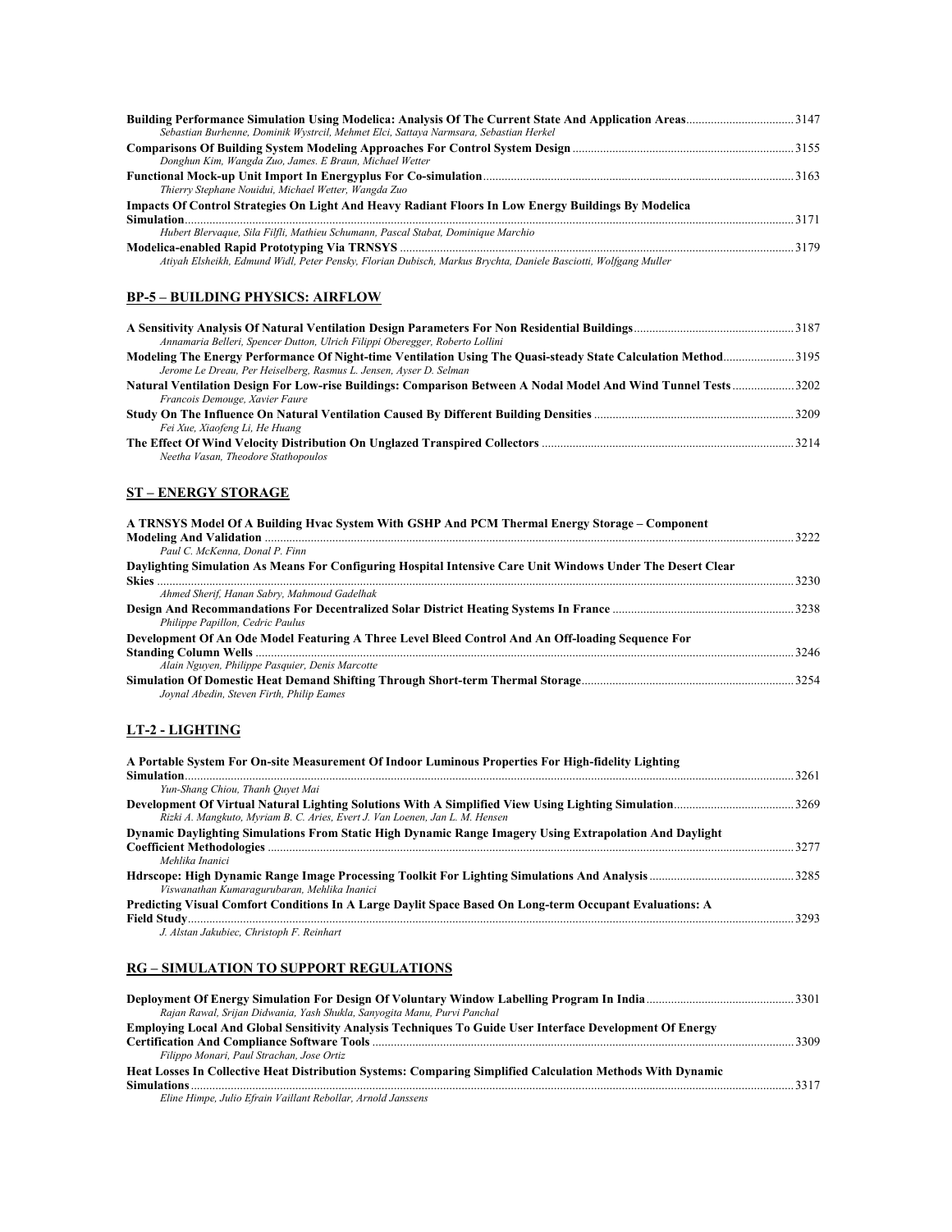**Building Performance Simulation Using Modelica: Analysis Of The Current State And Application Areas** .......... 3147
*Sebastian Burhenne, Dominik Wystrcil, Mehmet Elci, Sattaya Narmsara, Sebastian Herkel*

**Comparisons Of Building System Modeling Approaches For Control System Design** .......... 3155
*Donghun Kim, Wangda Zuo, James. E Braun, Michael Wetter*

**Functional Mock-up Unit Import In Energyplus For Co-simulation** .......... 3163
*Thierry Stephane Nouidui, Michael Wetter, Wangda Zuo*

**Impacts Of Control Strategies On Light And Heavy Radiant Floors In Low Energy Buildings By Modelica Simulation** .......... 3171
*Hubert Blervaque, Sila Filfli, Mathieu Schumann, Pascal Stabat, Dominique Marchio*

**Modelica-enabled Rapid Prototyping Via TRNSYS** .......... 3179
*Atiyah Elsheikh, Edmund Widl, Peter Pensky, Florian Dubisch, Markus Brychta, Daniele Basciotti, Wolfgang Muller*

## BP-5 – BUILDING PHYSICS: AIRFLOW

**A Sensitivity Analysis Of Natural Ventilation Design Parameters For Non Residential Buildings** .......... 3187
*Annamaria Belleri, Spencer Dutton, Ulrich Filippi Oberegger, Roberto Lollini*

**Modeling The Energy Performance Of Night-time Ventilation Using The Quasi-steady State Calculation Method** .......... 3195
*Jerome Le Dreau, Per Heiselberg, Rasmus L. Jensen, Ayser D. Selman*

**Natural Ventilation Design For Low-rise Buildings: Comparison Between A Nodal Model And Wind Tunnel Tests** .......... 3202
*Francois Demouge, Xavier Faure*

**Study On The Influence On Natural Ventilation Caused By Different Building Densities** .......... 3209
*Fei Xue, Xiaofeng Li, He Huang*

**The Effect Of Wind Velocity Distribution On Unglazed Transpired Collectors** .......... 3214
*Neetha Vasan, Theodore Stathopoulos*

## ST – ENERGY STORAGE

**A TRNSYS Model Of A Building Hvac System With GSHP And PCM Thermal Energy Storage – Component Modeling And Validation** .......... 3222
*Paul C. McKenna, Donal P. Finn*

**Daylighting Simulation As Means For Configuring Hospital Intensive Care Unit Windows Under The Desert Clear Skies** .......... 3230
*Ahmed Sherif, Hanan Sabry, Mahmoud Gadelhak*

**Design And Recommandations For Decentralized Solar District Heating Systems In France** .......... 3238
*Philippe Papillon, Cedric Paulus*

**Development Of An Ode Model Featuring A Three Level Bleed Control And An Off-loading Sequence For Standing Column Wells** .......... 3246
*Alain Nguyen, Philippe Pasquier, Denis Marcotte*

**Simulation Of Domestic Heat Demand Shifting Through Short-term Thermal Storage** .......... 3254
*Joynal Abedin, Steven Firth, Philip Eames*

## LT-2 - LIGHTING

**A Portable System For On-site Measurement Of Indoor Luminous Properties For High-fidelity Lighting Simulation** .......... 3261
*Yun-Shang Chiou, Thanh Quyet Mai*

**Development Of Virtual Natural Lighting Solutions With A Simplified View Using Lighting Simulation** .......... 3269
*Rizki A. Mangkuto, Myriam B. C. Aries, Evert J. Van Loenen, Jan L. M. Hensen*

**Dynamic Daylighting Simulations From Static High Dynamic Range Imagery Using Extrapolation And Daylight Coefficient Methodologies** .......... 3277
*Mehlika Inanici*

**Hdrscope: High Dynamic Range Image Processing Toolkit For Lighting Simulations And Analysis** .......... 3285
*Viswanathan Kumaragurubaran, Mehlika Inanici*

**Predicting Visual Comfort Conditions In A Large Daylit Space Based On Long-term Occupant Evaluations: A Field Study** .......... 3293
*J. Alstan Jakubiec, Christoph F. Reinhart*

## RG – SIMULATION TO SUPPORT REGULATIONS

**Deployment Of Energy Simulation For Design Of Voluntary Window Labelling Program In India** .......... 3301
*Rajan Rawal, Srijan Didwania, Yash Shukla, Sanyogita Manu, Purvi Panchal*

**Employing Local And Global Sensitivity Analysis Techniques To Guide User Interface Development Of Energy Certification And Compliance Software Tools** .......... 3309
*Filippo Monari, Paul Strachan, Jose Ortiz*

**Heat Losses In Collective Heat Distribution Systems: Comparing Simplified Calculation Methods With Dynamic Simulations** .......... 3317
*Eline Himpe, Julio Efrain Vaillant Rebollar, Arnold Janssens*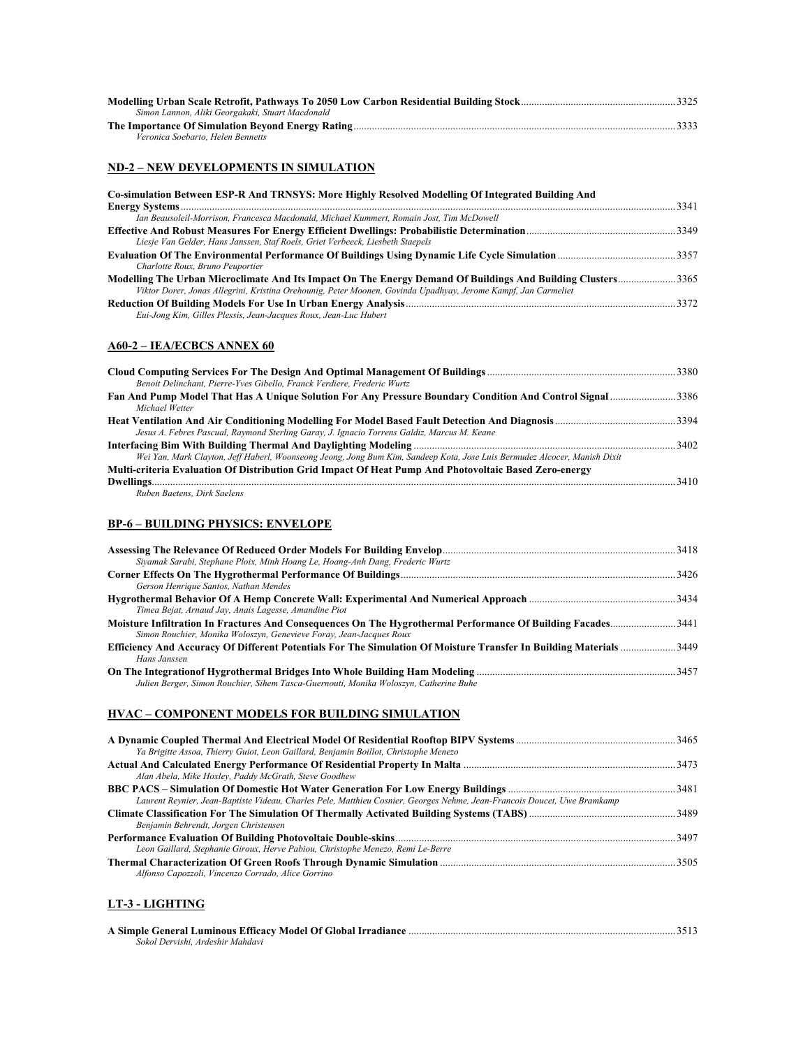**Modelling Urban Scale Retrofit, Pathways To 2050 Low Carbon Residential Building Stock** .......... 3325
*Simon Lannon, Aliki Georgakaki, Stuart Macdonald*

**The Importance Of Simulation Beyond Energy Rating** .......... 3333
*Veronica Soebarto, Helen Bennetts*

## ND-2 – NEW DEVELOPMENTS IN SIMULATION

**Co-simulation Between ESP-R And TRNSYS: More Highly Resolved Modelling Of Integrated Building And Energy Systems** .......... 3341
*Ian Beausoleil-Morrison, Francesca Macdonald, Michael Kummert, Romain Jost, Tim McDowell*

**Effective And Robust Measures For Energy Efficient Dwellings: Probabilistic Determination** .......... 3349
*Liesje Van Gelder, Hans Janssen, Staf Roels, Griet Verbeeck, Liesbeth Staepels*

**Evaluation Of The Environmental Performance Of Buildings Using Dynamic Life Cycle Simulation** .......... 3357
*Charlotte Roux, Bruno Peuportier*

**Modelling The Urban Microclimate And Its Impact On The Energy Demand Of Buildings And Building Clusters** .......... 3365
*Viktor Dorer, Jonas Allegrini, Kristina Orehounig, Peter Moonen, Govinda Upadhyay, Jerome Kampf, Jan Carmeliet*

**Reduction Of Building Models For Use In Urban Energy Analysis** .......... 3372
*Eui-Jong Kim, Gilles Plessis, Jean-Jacques Roux, Jean-Luc Hubert*

## A60-2 – IEA/ECBCS ANNEX 60

**Cloud Computing Services For The Design And Optimal Management Of Buildings** .......... 3380
*Benoit Delinchant, Pierre-Yves Gibello, Franck Verdiere, Frederic Wurtz*

**Fan And Pump Model That Has A Unique Solution For Any Pressure Boundary Condition And Control Signal** .......... 3386
*Michael Wetter*

**Heat Ventilation And Air Conditioning Modelling For Model Based Fault Detection And Diagnosis** .......... 3394
*Jesus A. Febres Pascual, Raymond Sterling Garay, J. Ignacio Torrens Galdiz, Marcus M. Keane*

**Interfacing Bim With Building Thermal And Daylighting Modeling** .......... 3402
*Wei Yan, Mark Clayton, Jeff Haberl, Woonseong Jeong, Jong Bum Kim, Sandeep Kota, Jose Luis Bermudez Alcocer, Manish Dixit*

**Multi-criteria Evaluation Of Distribution Grid Impact Of Heat Pump And Photovoltaic Based Zero-energy Dwellings** .......... 3410
*Ruben Baetens, Dirk Saelens*

## BP-6 – BUILDING PHYSICS: ENVELOPE

**Assessing The Relevance Of Reduced Order Models For Building Envelop** .......... 3418
*Siyamak Sarabi, Stephane Ploix, Minh Hoang Le, Hoang-Anh Dang, Frederic Wurtz*

**Corner Effects On The Hygrothermal Performance Of Buildings** .......... 3426
*Gerson Henrique Santos, Nathan Mendes*

**Hygrothermal Behavior Of A Hemp Concrete Wall: Experimental And Numerical Approach** .......... 3434
*Timea Bejat, Arnaud Jay, Anais Lagesse, Amandine Piot*

**Moisture Infiltration In Fractures And Consequences On The Hygrothermal Performance Of Building Facades** .......... 3441
*Simon Rouchier, Monika Woloszyn, Genevieve Foray, Jean-Jacques Roux*

**Efficiency And Accuracy Of Different Potentials For The Simulation Of Moisture Transfer In Building Materials** .......... 3449
*Hans Janssen*

**On The Integrationof Hygrothermal Bridges Into Whole Building Ham Modeling** .......... 3457
*Julien Berger, Simon Rouchier, Sihem Tasca-Guernouti, Monika Woloszyn, Catherine Buhe*

## HVAC – COMPONENT MODELS FOR BUILDING SIMULATION

**A Dynamic Coupled Thermal And Electrical Model Of Residential Rooftop BIPV Systems** .......... 3465
*Ya Brigitte Assoa, Thierry Guiot, Leon Gaillard, Benjamin Boillot, Christophe Menezo*

**Actual And Calculated Energy Performance Of Residential Property In Malta** .......... 3473
*Alan Abela, Mike Hoxley, Paddy McGrath, Steve Goodhew*

**BBC PACS – Simulation Of Domestic Hot Water Generation For Low Energy Buildings** .......... 3481
*Laurent Reynier, Jean-Baptiste Videau, Charles Pele, Matthieu Cosnier, Georges Nehme, Jean-Francois Doucet, Uwe Bramkamp*

**Climate Classification For The Simulation Of Thermally Activated Building Systems (TABS)** .......... 3489
*Benjamin Behrendt, Jorgen Christensen*

**Performance Evaluation Of Building Photovoltaic Double-skins** .......... 3497
*Leon Gaillard, Stephanie Giroux, Herve Pabiou, Christophe Menezo, Remi Le-Berre*

**Thermal Characterization Of Green Roofs Through Dynamic Simulation** .......... 3505
*Alfonso Capozzoli, Vincenzo Corrado, Alice Gorrino*

## LT-3 - LIGHTING

**A Simple General Luminous Efficacy Model Of Global Irradiance** .......... 3513
*Sokol Dervishi, Ardeshir Mahdavi*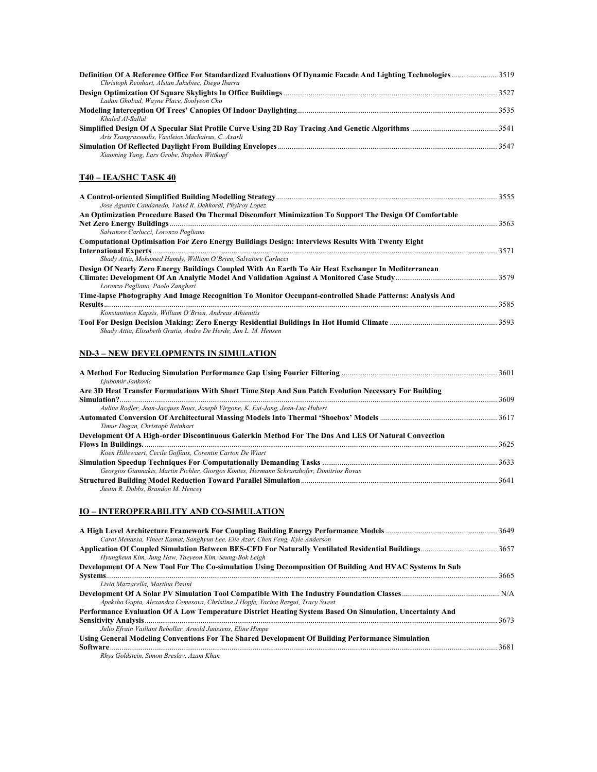**Definition Of A Reference Office For Standardized Evaluations Of Dynamic Facade And Lighting Technologies** ........................ 3519
*Christoph Reinhart, Alstan Jakubiec, Diego Ibarra*

**Design Optimization Of Square Skylights In Office Buildings** ........................ 3527
*Ladan Ghobad, Wayne Place, Soolyeon Cho*

**Modeling Interception Of Trees' Canopies Of Indoor Daylighting** ........................ 3535
*Khaled Al-Sallal*

**Simplified Design Of A Specular Slat Profile Curve Using 2D Ray Tracing And Genetic Algorithms** ........................ 3541
*Aris Tsangrassoulis, Vasileios Machairas, C. Axarli*

**Simulation Of Reflected Daylight From Building Envelopes** ........................ 3547
*Xiaoming Yang, Lars Grobe, Stephen Wittkopf*

## T40 – IEA/SHC TASK 40

**A Control-oriented Simplified Building Modelling Strategy** ........................ 3555
*Jose Agustin Candanedo, Vahid R. Dehkordi, Phylroy Lopez*

**An Optimization Procedure Based On Thermal Discomfort Minimization To Support The Design Of Comfortable Net Zero Energy Buildings** ........................ 3563
*Salvatore Carlucci, Lorenzo Pagliano*

**Computational Optimisation For Zero Energy Buildings Design: Interviews Results With Twenty Eight International Experts** ........................ 3571
*Shady Attia, Mohamed Hamdy, William O'Brien, Salvatore Carlucci*

**Design Of Nearly Zero Energy Buildings Coupled With An Earth To Air Heat Exchanger In Mediterranean Climate: Development Of An Analytic Model And Validation Against A Monitored Case Study** ........................ 3579
*Lorenzo Pagliano, Paolo Zangheri*

**Time-lapse Photography And Image Recognition To Monitor Occupant-controlled Shade Patterns: Analysis And Results** ........................ 3585
*Konstantinos Kapsis, William O'Brien, Andreas Athienitis*

**Tool For Design Decision Making: Zero Energy Residential Buildings In Hot Humid Climate** ........................ 3593
*Shady Attia, Elisabeth Gratia, Andre De Herde, Jan L. M. Hensen*

## ND-3 – NEW DEVELOPMENTS IN SIMULATION

**A Method For Reducing Simulation Performance Gap Using Fourier Filtering** ........................ 3601
*Ljubomir Jankovic*

**Are 3D Heat Transfer Formulations With Short Time Step And Sun Patch Evolution Necessary For Building Simulation?** ........................ 3609
*Auline Rodler, Jean-Jacques Roux, Joseph Virgone, K. Eui-Jong, Jean-Luc Hubert*

**Automated Conversion Of Architectural Massing Models Into Thermal 'Shoebox' Models** ........................ 3617
*Timur Dogan, Christoph Reinhart*

**Development Of A High-order Discontinuous Galerkin Method For The Dns And LES Of Natural Convection Flows In Buildings.** ........................ 3625
*Koen Hillewaert, Cecile Goffaux, Corentin Carton De Wiart*

**Simulation Speedup Techniques For Computationally Demanding Tasks** ........................ 3633
*Georgios Giannakis, Martin Pichler, Giorgos Kontes, Hermann Schranzhofer, Dimitrios Rovas*

**Structured Building Model Reduction Toward Parallel Simulation** ........................ 3641
*Justin R. Dobbs, Brandon M. Hencey*

## IO – INTEROPERABILITY AND CO-SIMULATION

**A High Level Architecture Framework For Coupling Building Energy Performance Models** ........................ 3649
*Carol Menassa, Vineet Kamat, Sanghyun Lee, Elie Azar, Chen Feng, Kyle Anderson*

**Application Of Coupled Simulation Between BES-CFD For Naturally Ventilated Residential Buildings** ........................ 3657
*Hyungkeun Kim, Jung Haw, Taeyeon Kim, Seung-Bok Leigh*

**Development Of A New Tool For The Co-simulation Using Decomposition Of Building And HVAC Systems In Sub Systems** ........................ 3665
*Livio Mazzarella, Martina Pasini*

**Development Of A Solar PV Simulation Tool Compatible With The Industry Foundation Classes** ........................ N/A
*Apeksha Gupta, Alexandra Cemesova, Christina J Hopfe, Yacine Rezgui, Tracy Sweet*

**Performance Evaluation Of A Low Temperature District Heating System Based On Simulation, Uncertainty And Sensitivity Analysis** ........................ 3673
*Julio Efrain Vaillant Rebollar, Arnold Janssens, Eline Himpe*

**Using General Modeling Conventions For The Shared Development Of Building Performance Simulation Software** ........................ 3681
*Rhys Goldstein, Simon Breslav, Azam Khan*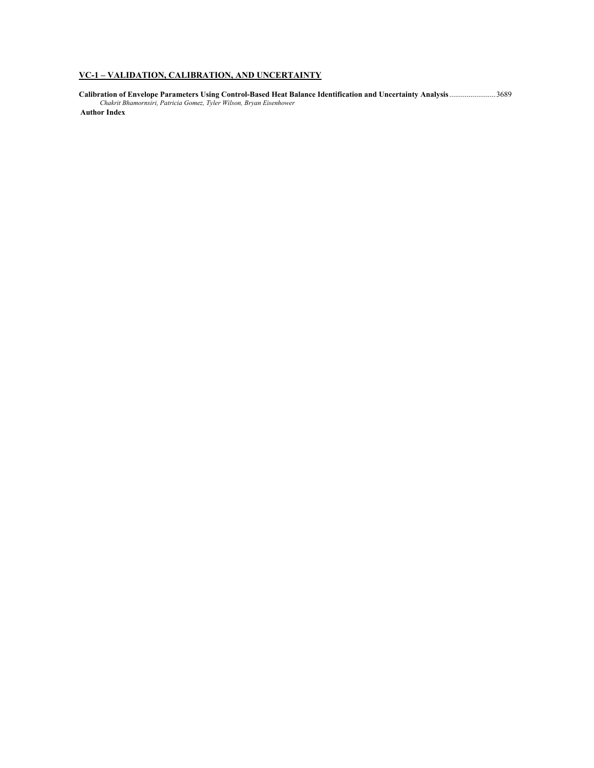## VC-1 – VALIDATION, CALIBRATION, AND UNCERTAINTY

**Calibration of Envelope Parameters Using Control-Based Heat Balance Identification and Uncertainty Analysis** ........................ 3689
*Chakrit Bhamornsiri, Patricia Gomez, Tyler Wilson, Bryan Eisenhower*

**Author Index**